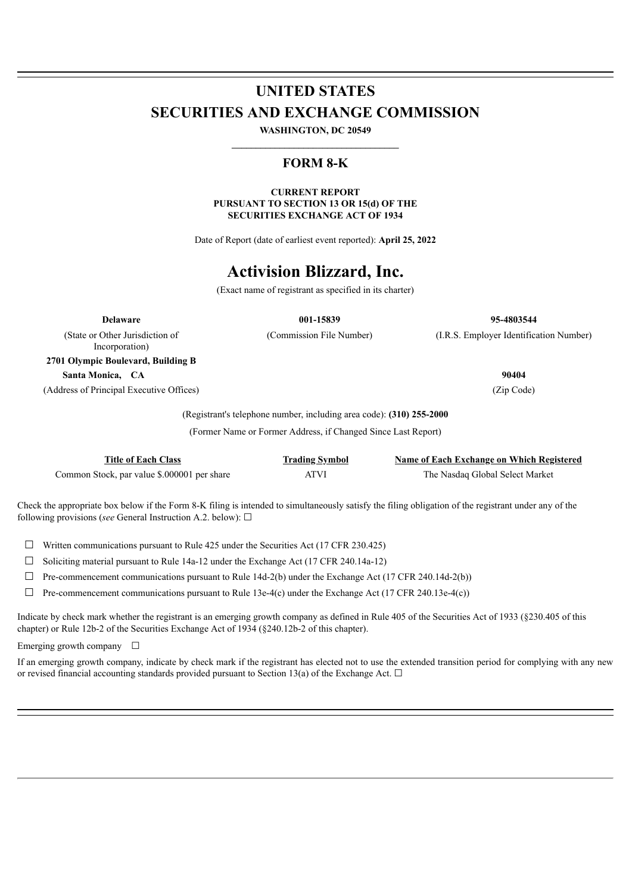# UNITED STATES
# SECURITIES AND EXCHANGE COMMISSION

**WASHINGTON, DC 20549**

## FORM 8-K

**CURRENT REPORT**
**PURSUANT TO SECTION 13 OR 15(d) OF THE**
**SECURITIES EXCHANGE ACT OF 1934**

Date of Report (date of earliest event reported): **April 25, 2022**

# Activision Blizzard, Inc.

(Exact name of registrant as specified in its charter)

| **Delaware** | **001-15839** | **95-4803544** |
|---|---|---|
| (State or Other Jurisdiction of Incorporation) | (Commission File Number) | (I.R.S. Employer Identification Number) |

**2701 Olympic Boulevard, Building B**
**Santa Monica, CA** **90404**
(Address of Principal Executive Offices) (Zip Code)

(Registrant's telephone number, including area code): **(310) 255-2000**

(Former Name or Former Address, if Changed Since Last Report)

| Title of Each Class | Trading Symbol | Name of Each Exchange on Which Registered |
|---|---|---|
| Common Stock, par value $.000001 per share | ATVI | The Nasdaq Global Select Market |

Check the appropriate box below if the Form 8-K filing is intended to simultaneously satisfy the filing obligation of the registrant under any of the following provisions (*see* General Instruction A.2. below): ☐

☐ Written communications pursuant to Rule 425 under the Securities Act (17 CFR 230.425)

☐ Soliciting material pursuant to Rule 14a-12 under the Exchange Act (17 CFR 240.14a-12)

☐ Pre-commencement communications pursuant to Rule 14d-2(b) under the Exchange Act (17 CFR 240.14d-2(b))

☐ Pre-commencement communications pursuant to Rule 13e-4(c) under the Exchange Act (17 CFR 240.13e-4(c))

Indicate by check mark whether the registrant is an emerging growth company as defined in Rule 405 of the Securities Act of 1933 (§230.405 of this chapter) or Rule 12b-2 of the Securities Exchange Act of 1934 (§240.12b-2 of this chapter).

Emerging growth company ☐

If an emerging growth company, indicate by check mark if the registrant has elected not to use the extended transition period for complying with any new or revised financial accounting standards provided pursuant to Section 13(a) of the Exchange Act. ☐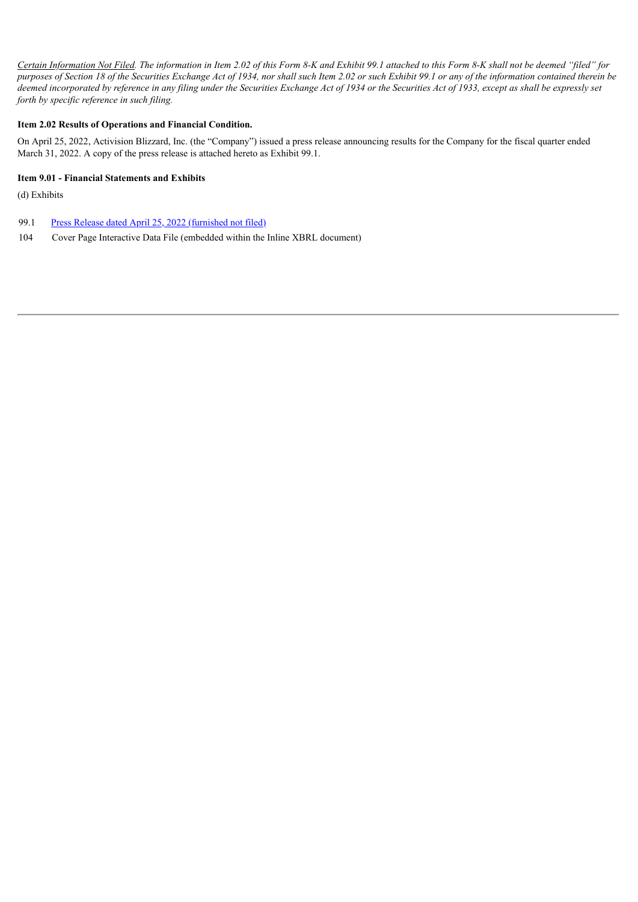*Certain Information Not Filed. The information in Item 2.02 of this Form 8-K and Exhibit 99.1 attached to this Form 8-K shall not be deemed "filed" for purposes of Section 18 of the Securities Exchange Act of 1934, nor shall such Item 2.02 or such Exhibit 99.1 or any of the information contained therein be deemed incorporated by reference in any filing under the Securities Exchange Act of 1934 or the Securities Act of 1933, except as shall be expressly set forth by specific reference in such filing.*

**Item 2.02 Results of Operations and Financial Condition.**

On April 25, 2022, Activision Blizzard, Inc. (the "Company") issued a press release announcing results for the Company for the fiscal quarter ended March 31, 2022. A copy of the press release is attached hereto as Exhibit 99.1.

**Item 9.01 - Financial Statements and Exhibits**

(d) Exhibits

| | |
|---|---|
| 99.1 | Press Release dated April 25, 2022 (furnished not filed) |
| 104 | Cover Page Interactive Data File (embedded within the Inline XBRL document) |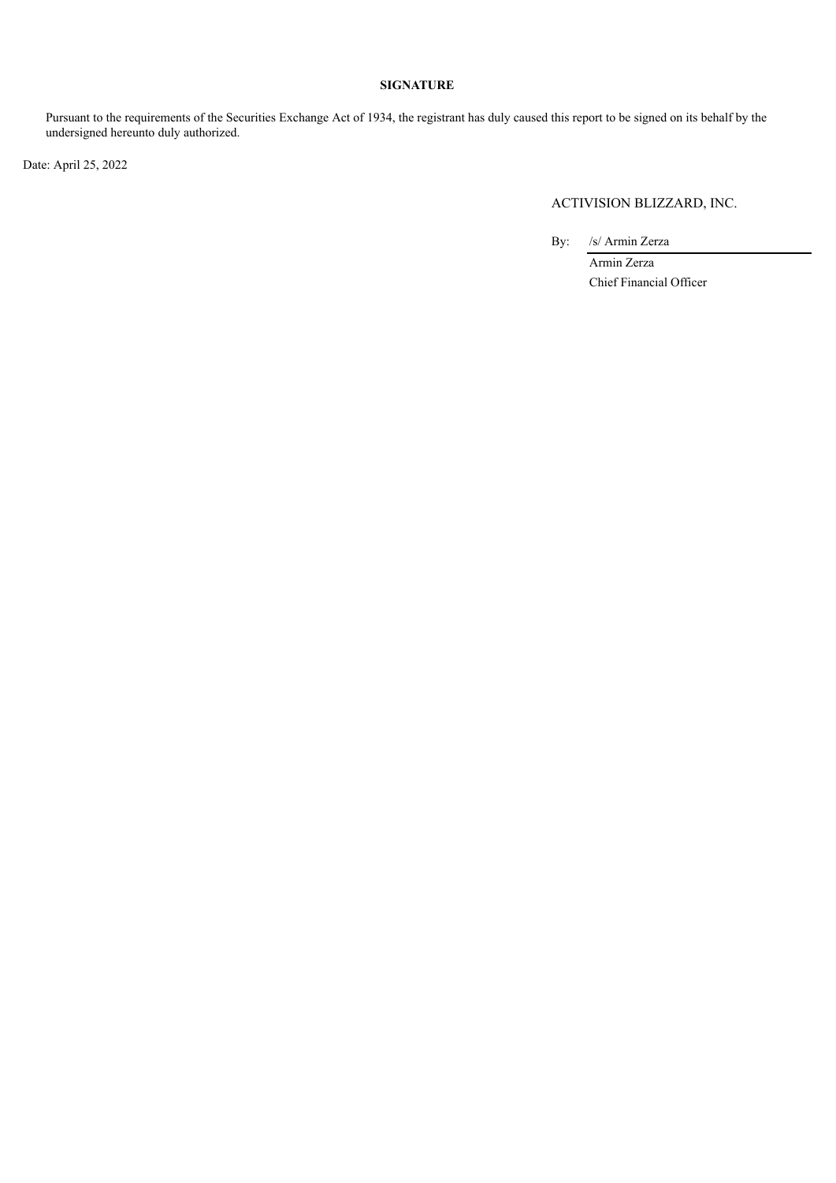**SIGNATURE**

Pursuant to the requirements of the Securities Exchange Act of 1934, the registrant has duly caused this report to be signed on its behalf by the undersigned hereunto duly authorized.

Date: April 25, 2022

ACTIVISION BLIZZARD, INC.

By: /s/ Armin Zerza

Armin Zerza
Chief Financial Officer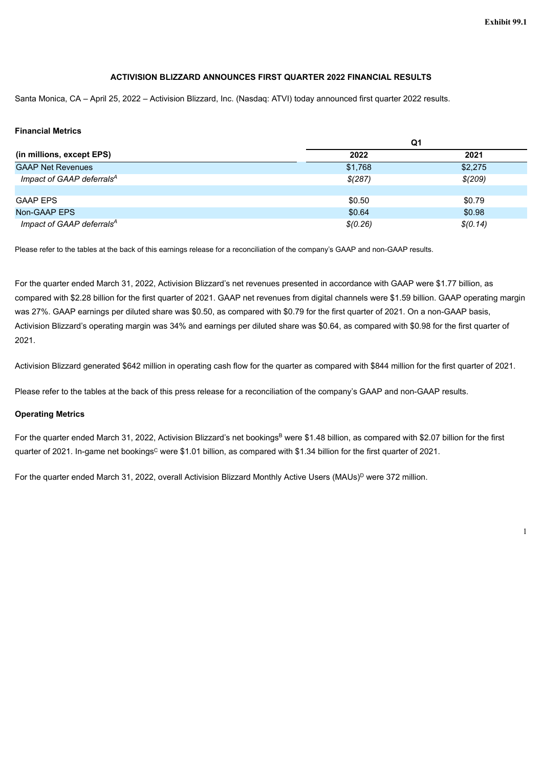Exhibit 99.1

# ACTIVISION BLIZZARD ANNOUNCES FIRST QUARTER 2022 FINANCIAL RESULTS

Santa Monica, CA – April 25, 2022 – Activision Blizzard, Inc. (Nasdaq: ATVI) today announced first quarter 2022 results.

**Financial Metrics**

| (in millions, except EPS) | Q1 2022 | Q1 2021 |
|---|---|---|
| GAAP Net Revenues | $1,768 | $2,275 |
| *Impact of GAAP deferrals[A]* | *$(287)* | *$(209)* |
| | | |
| GAAP EPS | $0.50 | $0.79 |
| Non-GAAP EPS | $0.64 | $0.98 |
| *Impact of GAAP deferrals[A]* | *$(0.26)* | *$(0.14)* |

Please refer to the tables at the back of this earnings release for a reconciliation of the company's GAAP and non-GAAP results.

For the quarter ended March 31, 2022, Activision Blizzard's net revenues presented in accordance with GAAP were $1.77 billion, as compared with $2.28 billion for the first quarter of 2021. GAAP net revenues from digital channels were $1.59 billion. GAAP operating margin was 27%. GAAP earnings per diluted share was $0.50, as compared with $0.79 for the first quarter of 2021. On a non-GAAP basis, Activision Blizzard's operating margin was 34% and earnings per diluted share was $0.64, as compared with $0.98 for the first quarter of 2021.

Activision Blizzard generated $642 million in operating cash flow for the quarter as compared with $844 million for the first quarter of 2021.

Please refer to the tables at the back of this press release for a reconciliation of the company's GAAP and non-GAAP results.

**Operating Metrics**

For the quarter ended March 31, 2022, Activision Blizzard's net bookings[B] were $1.48 billion, as compared with $2.07 billion for the first quarter of 2021. In-game net bookings[C] were $1.01 billion, as compared with $1.34 billion for the first quarter of 2021.

For the quarter ended March 31, 2022, overall Activision Blizzard Monthly Active Users (MAUs)[D] were 372 million.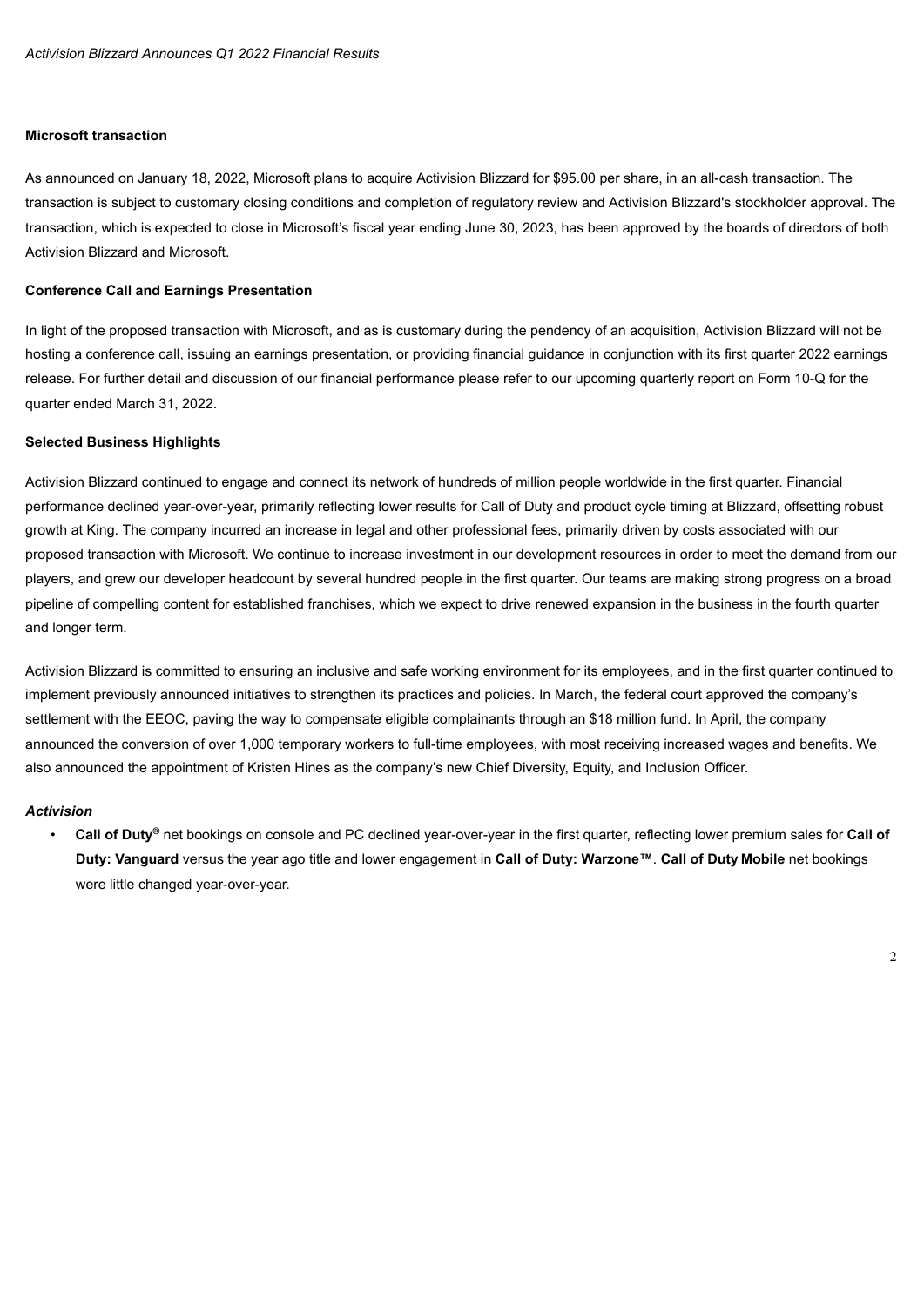**Microsoft transaction**

As announced on January 18, 2022, Microsoft plans to acquire Activision Blizzard for $95.00 per share, in an all-cash transaction. The transaction is subject to customary closing conditions and completion of regulatory review and Activision Blizzard's stockholder approval. The transaction, which is expected to close in Microsoft's fiscal year ending June 30, 2023, has been approved by the boards of directors of both Activision Blizzard and Microsoft.

**Conference Call and Earnings Presentation**

In light of the proposed transaction with Microsoft, and as is customary during the pendency of an acquisition, Activision Blizzard will not be hosting a conference call, issuing an earnings presentation, or providing financial guidance in conjunction with its first quarter 2022 earnings release. For further detail and discussion of our financial performance please refer to our upcoming quarterly report on Form 10-Q for the quarter ended March 31, 2022.

**Selected Business Highlights**

Activision Blizzard continued to engage and connect its network of hundreds of million people worldwide in the first quarter. Financial performance declined year-over-year, primarily reflecting lower results for Call of Duty and product cycle timing at Blizzard, offsetting robust growth at King. The company incurred an increase in legal and other professional fees, primarily driven by costs associated with our proposed transaction with Microsoft. We continue to increase investment in our development resources in order to meet the demand from our players, and grew our developer headcount by several hundred people in the first quarter. Our teams are making strong progress on a broad pipeline of compelling content for established franchises, which we expect to drive renewed expansion in the business in the fourth quarter and longer term.

Activision Blizzard is committed to ensuring an inclusive and safe working environment for its employees, and in the first quarter continued to implement previously announced initiatives to strengthen its practices and policies. In March, the federal court approved the company's settlement with the EEOC, paving the way to compensate eligible complainants through an $18 million fund. In April, the company announced the conversion of over 1,000 temporary workers to full-time employees, with most receiving increased wages and benefits. We also announced the appointment of Kristen Hines as the company's new Chief Diversity, Equity, and Inclusion Officer.

***Activision***

- **Call of Duty®** net bookings on console and PC declined year-over-year in the first quarter, reflecting lower premium sales for **Call of Duty: Vanguard** versus the year ago title and lower engagement in **Call of Duty: Warzone™**. **Call of Duty Mobile** net bookings were little changed year-over-year.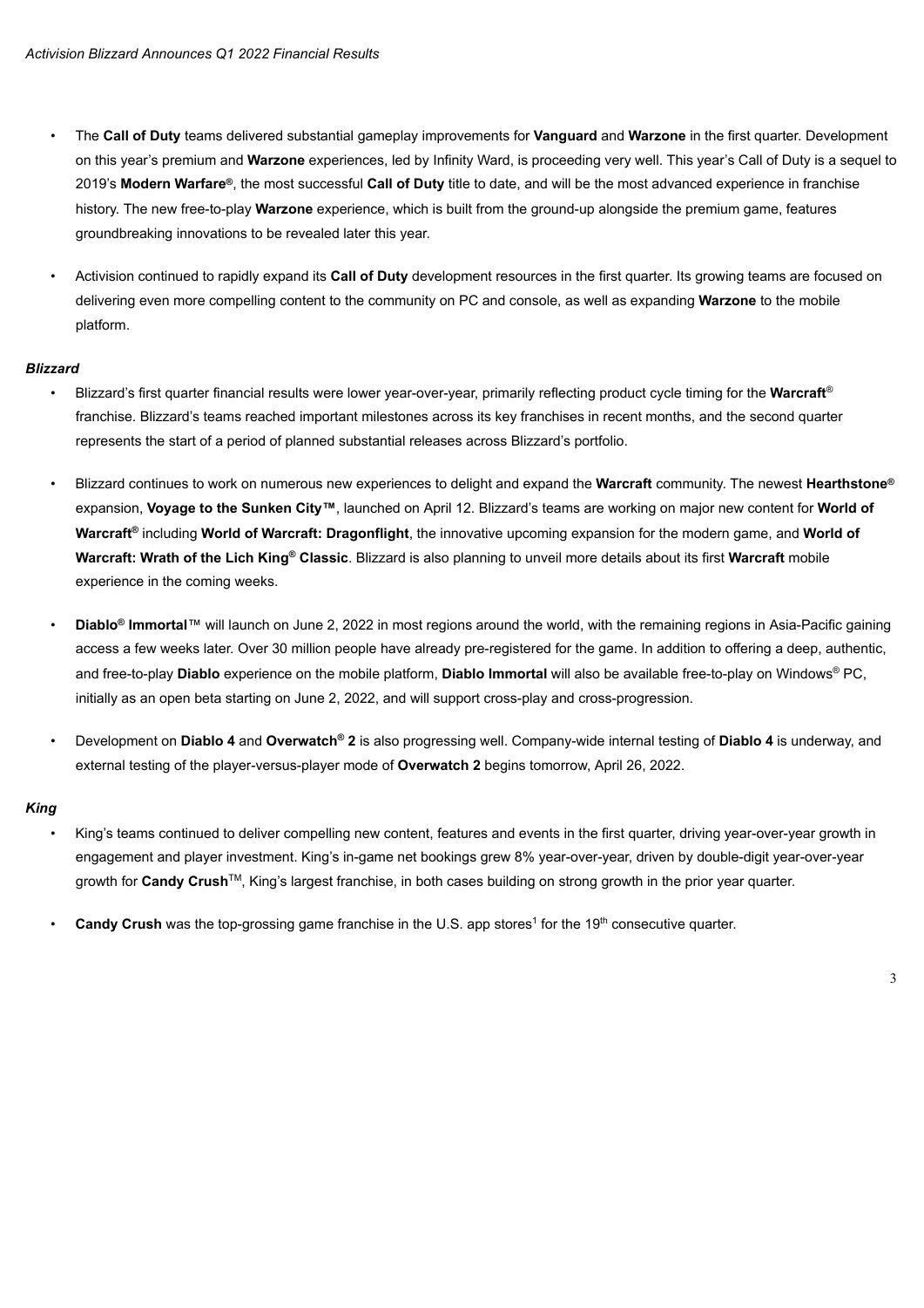- The **Call of Duty** teams delivered substantial gameplay improvements for **Vanguard** and **Warzone** in the first quarter. Development on this year's premium and **Warzone** experiences, led by Infinity Ward, is proceeding very well. This year's Call of Duty is a sequel to 2019's **Modern Warfare®**, the most successful **Call of Duty** title to date, and will be the most advanced experience in franchise history. The new free-to-play **Warzone** experience, which is built from the ground-up alongside the premium game, features groundbreaking innovations to be revealed later this year.

- Activision continued to rapidly expand its **Call of Duty** development resources in the first quarter. Its growing teams are focused on delivering even more compelling content to the community on PC and console, as well as expanding **Warzone** to the mobile platform.

### *Blizzard*

- Blizzard's first quarter financial results were lower year-over-year, primarily reflecting product cycle timing for the **Warcraft®** franchise. Blizzard's teams reached important milestones across its key franchises in recent months, and the second quarter represents the start of a period of planned substantial releases across Blizzard's portfolio.

- Blizzard continues to work on numerous new experiences to delight and expand the **Warcraft** community. The newest **Hearthstone®** expansion, **Voyage to the Sunken City™**, launched on April 12. Blizzard's teams are working on major new content for **World of Warcraft®** including **World of Warcraft: Dragonflight**, the innovative upcoming expansion for the modern game, and **World of Warcraft: Wrath of the Lich King® Classic**. Blizzard is also planning to unveil more details about its first **Warcraft** mobile experience in the coming weeks.

- **Diablo® Immortal**™ will launch on June 2, 2022 in most regions around the world, with the remaining regions in Asia-Pacific gaining access a few weeks later. Over 30 million people have already pre-registered for the game. In addition to offering a deep, authentic, and free-to-play **Diablo** experience on the mobile platform, **Diablo Immortal** will also be available free-to-play on Windows® PC, initially as an open beta starting on June 2, 2022, and will support cross-play and cross-progression.

- Development on **Diablo 4** and **Overwatch® 2** is also progressing well. Company-wide internal testing of **Diablo 4** is underway, and external testing of the player-versus-player mode of **Overwatch 2** begins tomorrow, April 26, 2022.

### *King*

- King's teams continued to deliver compelling new content, features and events in the first quarter, driving year-over-year growth in engagement and player investment. King's in-game net bookings grew 8% year-over-year, driven by double-digit year-over-year growth for **Candy Crush**™, King's largest franchise, in both cases building on strong growth in the prior year quarter.

- **Candy Crush** was the top-grossing game franchise in the U.S. app stores[1] for the 19th consecutive quarter.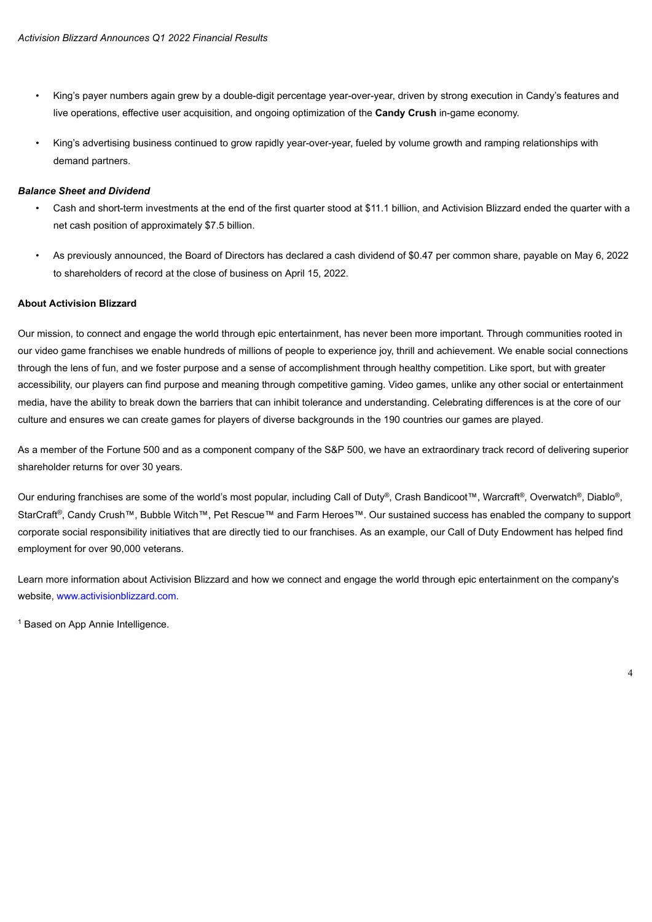- King's payer numbers again grew by a double-digit percentage year-over-year, driven by strong execution in Candy's features and live operations, effective user acquisition, and ongoing optimization of the **Candy Crush** in-game economy.

- King's advertising business continued to grow rapidly year-over-year, fueled by volume growth and ramping relationships with demand partners.

***Balance Sheet and Dividend***

- Cash and short-term investments at the end of the first quarter stood at $11.1 billion, and Activision Blizzard ended the quarter with a net cash position of approximately $7.5 billion.

- As previously announced, the Board of Directors has declared a cash dividend of $0.47 per common share, payable on May 6, 2022 to shareholders of record at the close of business on April 15, 2022.

**About Activision Blizzard**

Our mission, to connect and engage the world through epic entertainment, has never been more important. Through communities rooted in our video game franchises we enable hundreds of millions of people to experience joy, thrill and achievement. We enable social connections through the lens of fun, and we foster purpose and a sense of accomplishment through healthy competition. Like sport, but with greater accessibility, our players can find purpose and meaning through competitive gaming. Video games, unlike any other social or entertainment media, have the ability to break down the barriers that can inhibit tolerance and understanding. Celebrating differences is at the core of our culture and ensures we can create games for players of diverse backgrounds in the 190 countries our games are played.

As a member of the Fortune 500 and as a component company of the S&P 500, we have an extraordinary track record of delivering superior shareholder returns for over 30 years.

Our enduring franchises are some of the world's most popular, including Call of Duty®, Crash Bandicoot™, Warcraft®, Overwatch®, Diablo®, StarCraft®, Candy Crush™, Bubble Witch™, Pet Rescue™ and Farm Heroes™. Our sustained success has enabled the company to support corporate social responsibility initiatives that are directly tied to our franchises. As an example, our Call of Duty Endowment has helped find employment for over 90,000 veterans.

Learn more information about Activision Blizzard and how we connect and engage the world through epic entertainment on the company's website, www.activisionblizzard.com.

[1] Based on App Annie Intelligence.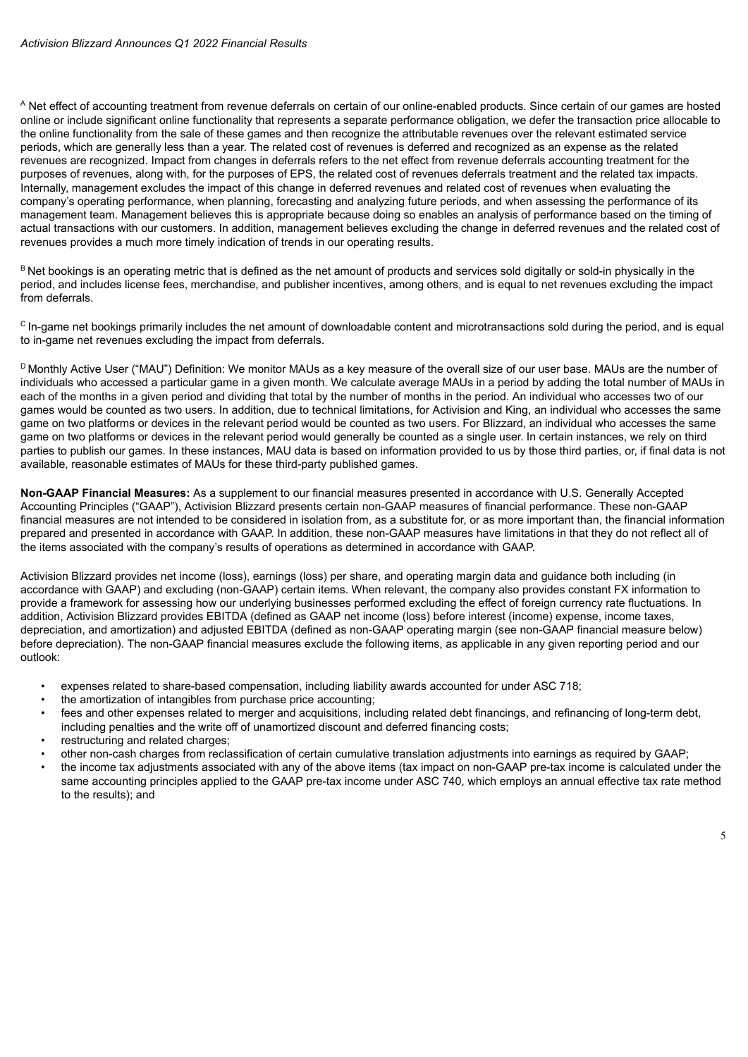[A] Net effect of accounting treatment from revenue deferrals on certain of our online-enabled products. Since certain of our games are hosted online or include significant online functionality that represents a separate performance obligation, we defer the transaction price allocable to the online functionality from the sale of these games and then recognize the attributable revenues over the relevant estimated service periods, which are generally less than a year. The related cost of revenues is deferred and recognized as an expense as the related revenues are recognized. Impact from changes in deferrals refers to the net effect from revenue deferrals accounting treatment for the purposes of revenues, along with, for the purposes of EPS, the related cost of revenues deferrals treatment and the related tax impacts. Internally, management excludes the impact of this change in deferred revenues and related cost of revenues when evaluating the company's operating performance, when planning, forecasting and analyzing future periods, and when assessing the performance of its management team. Management believes this is appropriate because doing so enables an analysis of performance based on the timing of actual transactions with our customers. In addition, management believes excluding the change in deferred revenues and the related cost of revenues provides a much more timely indication of trends in our operating results.

[B] Net bookings is an operating metric that is defined as the net amount of products and services sold digitally or sold-in physically in the period, and includes license fees, merchandise, and publisher incentives, among others, and is equal to net revenues excluding the impact from deferrals.

[C] In-game net bookings primarily includes the net amount of downloadable content and microtransactions sold during the period, and is equal to in-game net revenues excluding the impact from deferrals.

[D] Monthly Active User ("MAU") Definition: We monitor MAUs as a key measure of the overall size of our user base. MAUs are the number of individuals who accessed a particular game in a given month. We calculate average MAUs in a period by adding the total number of MAUs in each of the months in a given period and dividing that total by the number of months in the period. An individual who accesses two of our games would be counted as two users. In addition, due to technical limitations, for Activision and King, an individual who accesses the same game on two platforms or devices in the relevant period would be counted as two users. For Blizzard, an individual who accesses the same game on two platforms or devices in the relevant period would generally be counted as a single user. In certain instances, we rely on third parties to publish our games. In these instances, MAU data is based on information provided to us by those third parties, or, if final data is not available, reasonable estimates of MAUs for these third-party published games.

**Non-GAAP Financial Measures:** As a supplement to our financial measures presented in accordance with U.S. Generally Accepted Accounting Principles ("GAAP"), Activision Blizzard presents certain non-GAAP measures of financial performance. These non-GAAP financial measures are not intended to be considered in isolation from, as a substitute for, or as more important than, the financial information prepared and presented in accordance with GAAP. In addition, these non-GAAP measures have limitations in that they do not reflect all of the items associated with the company's results of operations as determined in accordance with GAAP.

Activision Blizzard provides net income (loss), earnings (loss) per share, and operating margin data and guidance both including (in accordance with GAAP) and excluding (non-GAAP) certain items. When relevant, the company also provides constant FX information to provide a framework for assessing how our underlying businesses performed excluding the effect of foreign currency rate fluctuations. In addition, Activision Blizzard provides EBITDA (defined as GAAP net income (loss) before interest (income) expense, income taxes, depreciation, and amortization) and adjusted EBITDA (defined as non-GAAP operating margin (see non-GAAP financial measure below) before depreciation). The non-GAAP financial measures exclude the following items, as applicable in any given reporting period and our outlook:

- expenses related to share-based compensation, including liability awards accounted for under ASC 718;
- the amortization of intangibles from purchase price accounting;
- fees and other expenses related to merger and acquisitions, including related debt financings, and refinancing of long-term debt, including penalties and the write off of unamortized discount and deferred financing costs;
- restructuring and related charges;
- other non-cash charges from reclassification of certain cumulative translation adjustments into earnings as required by GAAP;
- the income tax adjustments associated with any of the above items (tax impact on non-GAAP pre-tax income is calculated under the same accounting principles applied to the GAAP pre-tax income under ASC 740, which employs an annual effective tax rate method to the results); and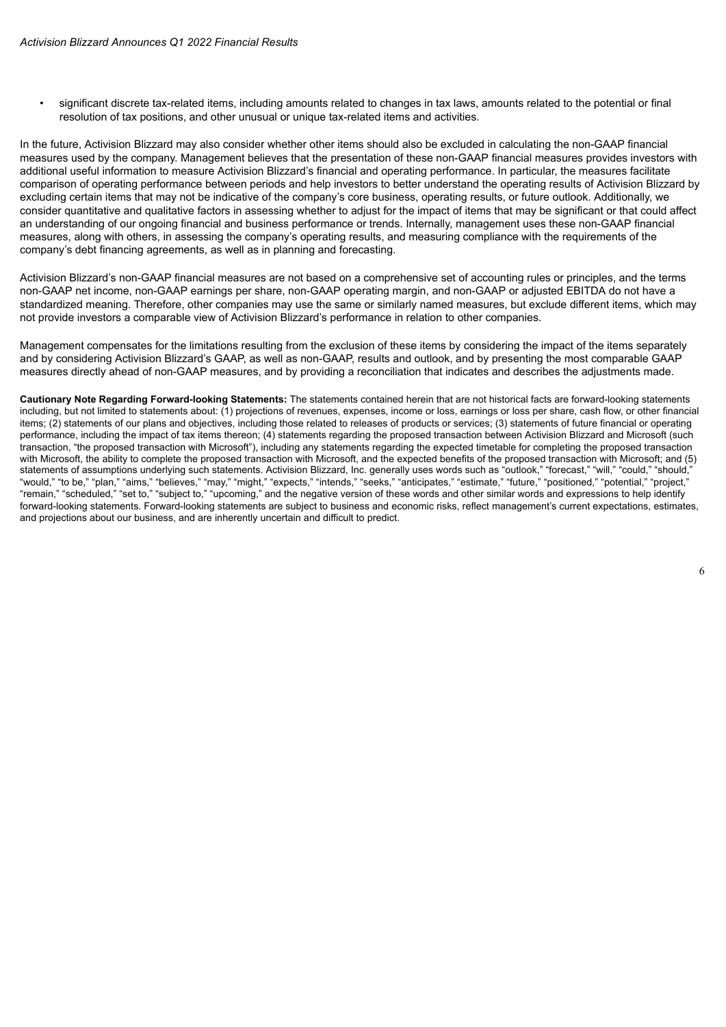- significant discrete tax-related items, including amounts related to changes in tax laws, amounts related to the potential or final resolution of tax positions, and other unusual or unique tax-related items and activities.

In the future, Activision Blizzard may also consider whether other items should also be excluded in calculating the non-GAAP financial measures used by the company. Management believes that the presentation of these non-GAAP financial measures provides investors with additional useful information to measure Activision Blizzard's financial and operating performance. In particular, the measures facilitate comparison of operating performance between periods and help investors to better understand the operating results of Activision Blizzard by excluding certain items that may not be indicative of the company's core business, operating results, or future outlook. Additionally, we consider quantitative and qualitative factors in assessing whether to adjust for the impact of items that may be significant or that could affect an understanding of our ongoing financial and business performance or trends. Internally, management uses these non-GAAP financial measures, along with others, in assessing the company's operating results, and measuring compliance with the requirements of the company's debt financing agreements, as well as in planning and forecasting.

Activision Blizzard's non-GAAP financial measures are not based on a comprehensive set of accounting rules or principles, and the terms non-GAAP net income, non-GAAP earnings per share, non-GAAP operating margin, and non-GAAP or adjusted EBITDA do not have a standardized meaning. Therefore, other companies may use the same or similarly named measures, but exclude different items, which may not provide investors a comparable view of Activision Blizzard's performance in relation to other companies.

Management compensates for the limitations resulting from the exclusion of these items by considering the impact of the items separately and by considering Activision Blizzard's GAAP, as well as non-GAAP, results and outlook, and by presenting the most comparable GAAP measures directly ahead of non-GAAP measures, and by providing a reconciliation that indicates and describes the adjustments made.

**Cautionary Note Regarding Forward-looking Statements:** The statements contained herein that are not historical facts are forward-looking statements including, but not limited to statements about: (1) projections of revenues, expenses, income or loss, earnings or loss per share, cash flow, or other financial items; (2) statements of our plans and objectives, including those related to releases of products or services; (3) statements of future financial or operating performance, including the impact of tax items thereon; (4) statements regarding the proposed transaction between Activision Blizzard and Microsoft (such transaction, "the proposed transaction with Microsoft"), including any statements regarding the expected timetable for completing the proposed transaction with Microsoft, the ability to complete the proposed transaction with Microsoft, and the expected benefits of the proposed transaction with Microsoft; and (5) statements of assumptions underlying such statements. Activision Blizzard, Inc. generally uses words such as "outlook," "forecast," "will," "could," "should," "would," "to be," "plan," "aims," "believes," "may," "might," "expects," "intends," "seeks," "anticipates," "estimate," "future," "positioned," "potential," "project," "remain," "scheduled," "set to," "subject to," "upcoming," and the negative version of these words and other similar words and expressions to help identify forward-looking statements. Forward-looking statements are subject to business and economic risks, reflect management's current expectations, estimates, and projections about our business, and are inherently uncertain and difficult to predict.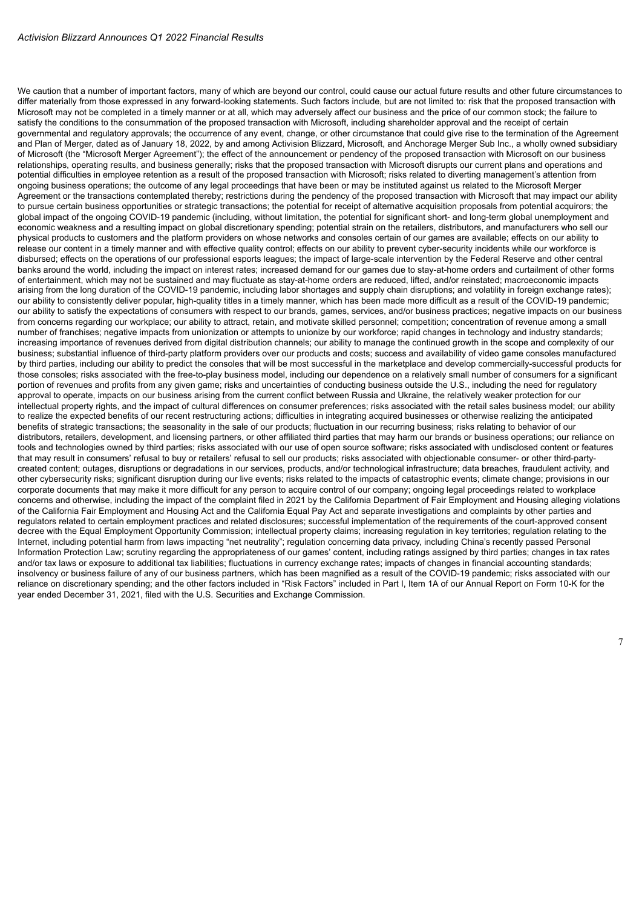We caution that a number of important factors, many of which are beyond our control, could cause our actual future results and other future circumstances to differ materially from those expressed in any forward-looking statements. Such factors include, but are not limited to: risk that the proposed transaction with Microsoft may not be completed in a timely manner or at all, which may adversely affect our business and the price of our common stock; the failure to satisfy the conditions to the consummation of the proposed transaction with Microsoft, including shareholder approval and the receipt of certain governmental and regulatory approvals; the occurrence of any event, change, or other circumstance that could give rise to the termination of the Agreement and Plan of Merger, dated as of January 18, 2022, by and among Activision Blizzard, Microsoft, and Anchorage Merger Sub Inc., a wholly owned subsidiary of Microsoft (the "Microsoft Merger Agreement"); the effect of the announcement or pendency of the proposed transaction with Microsoft on our business relationships, operating results, and business generally; risks that the proposed transaction with Microsoft disrupts our current plans and operations and potential difficulties in employee retention as a result of the proposed transaction with Microsoft; risks related to diverting management's attention from ongoing business operations; the outcome of any legal proceedings that have been or may be instituted against us related to the Microsoft Merger Agreement or the transactions contemplated thereby; restrictions during the pendency of the proposed transaction with Microsoft that may impact our ability to pursue certain business opportunities or strategic transactions; the potential for receipt of alternative acquisition proposals from potential acquirors; the global impact of the ongoing COVID-19 pandemic (including, without limitation, the potential for significant short- and long-term global unemployment and economic weakness and a resulting impact on global discretionary spending; potential strain on the retailers, distributors, and manufacturers who sell our physical products to customers and the platform providers on whose networks and consoles certain of our games are available; effects on our ability to release our content in a timely manner and with effective quality control; effects on our ability to prevent cyber-security incidents while our workforce is disbursed; effects on the operations of our professional esports leagues; the impact of large-scale intervention by the Federal Reserve and other central banks around the world, including the impact on interest rates; increased demand for our games due to stay-at-home orders and curtailment of other forms of entertainment, which may not be sustained and may fluctuate as stay-at-home orders are reduced, lifted, and/or reinstated; macroeconomic impacts arising from the long duration of the COVID-19 pandemic, including labor shortages and supply chain disruptions; and volatility in foreign exchange rates); our ability to consistently deliver popular, high-quality titles in a timely manner, which has been made more difficult as a result of the COVID-19 pandemic; our ability to satisfy the expectations of consumers with respect to our brands, games, services, and/or business practices; negative impacts on our business from concerns regarding our workplace; our ability to attract, retain, and motivate skilled personnel; competition; concentration of revenue among a small number of franchises; negative impacts from unionization or attempts to unionize by our workforce; rapid changes in technology and industry standards; increasing importance of revenues derived from digital distribution channels; our ability to manage the continued growth in the scope and complexity of our business; substantial influence of third-party platform providers over our products and costs; success and availability of video game consoles manufactured by third parties, including our ability to predict the consoles that will be most successful in the marketplace and develop commercially-successful products for those consoles; risks associated with the free-to-play business model, including our dependence on a relatively small number of consumers for a significant portion of revenues and profits from any given game; risks and uncertainties of conducting business outside the U.S., including the need for regulatory approval to operate, impacts on our business arising from the current conflict between Russia and Ukraine, the relatively weaker protection for our intellectual property rights, and the impact of cultural differences on consumer preferences; risks associated with the retail sales business model; our ability to realize the expected benefits of our recent restructuring actions; difficulties in integrating acquired businesses or otherwise realizing the anticipated benefits of strategic transactions; the seasonality in the sale of our products; fluctuation in our recurring business; risks relating to behavior of our distributors, retailers, development, and licensing partners, or other affiliated third parties that may harm our brands or business operations; our reliance on tools and technologies owned by third parties; risks associated with our use of open source software; risks associated with undisclosed content or features that may result in consumers' refusal to buy or retailers' refusal to sell our products; risks associated with objectionable consumer- or other third-party-created content; outages, disruptions or degradations in our services, products, and/or technological infrastructure; data breaches, fraudulent activity, and other cybersecurity risks; significant disruption during our live events; risks related to the impacts of catastrophic events; climate change; provisions in our corporate documents that may make it more difficult for any person to acquire control of our company; ongoing legal proceedings related to workplace concerns and otherwise, including the impact of the complaint filed in 2021 by the California Department of Fair Employment and Housing alleging violations of the California Fair Employment and Housing Act and the California Equal Pay Act and separate investigations and complaints by other parties and regulators related to certain employment practices and related disclosures; successful implementation of the requirements of the court-approved consent decree with the Equal Employment Opportunity Commission; intellectual property claims; increasing regulation in key territories; regulation relating to the Internet, including potential harm from laws impacting "net neutrality"; regulation concerning data privacy, including China's recently passed Personal Information Protection Law; scrutiny regarding the appropriateness of our games' content, including ratings assigned by third parties; changes in tax rates and/or tax laws or exposure to additional tax liabilities; fluctuations in currency exchange rates; impacts of changes in financial accounting standards; insolvency or business failure of any of our business partners, which has been magnified as a result of the COVID-19 pandemic; risks associated with our reliance on discretionary spending; and the other factors included in "Risk Factors" included in Part I, Item 1A of our Annual Report on Form 10-K for the year ended December 31, 2021, filed with the U.S. Securities and Exchange Commission.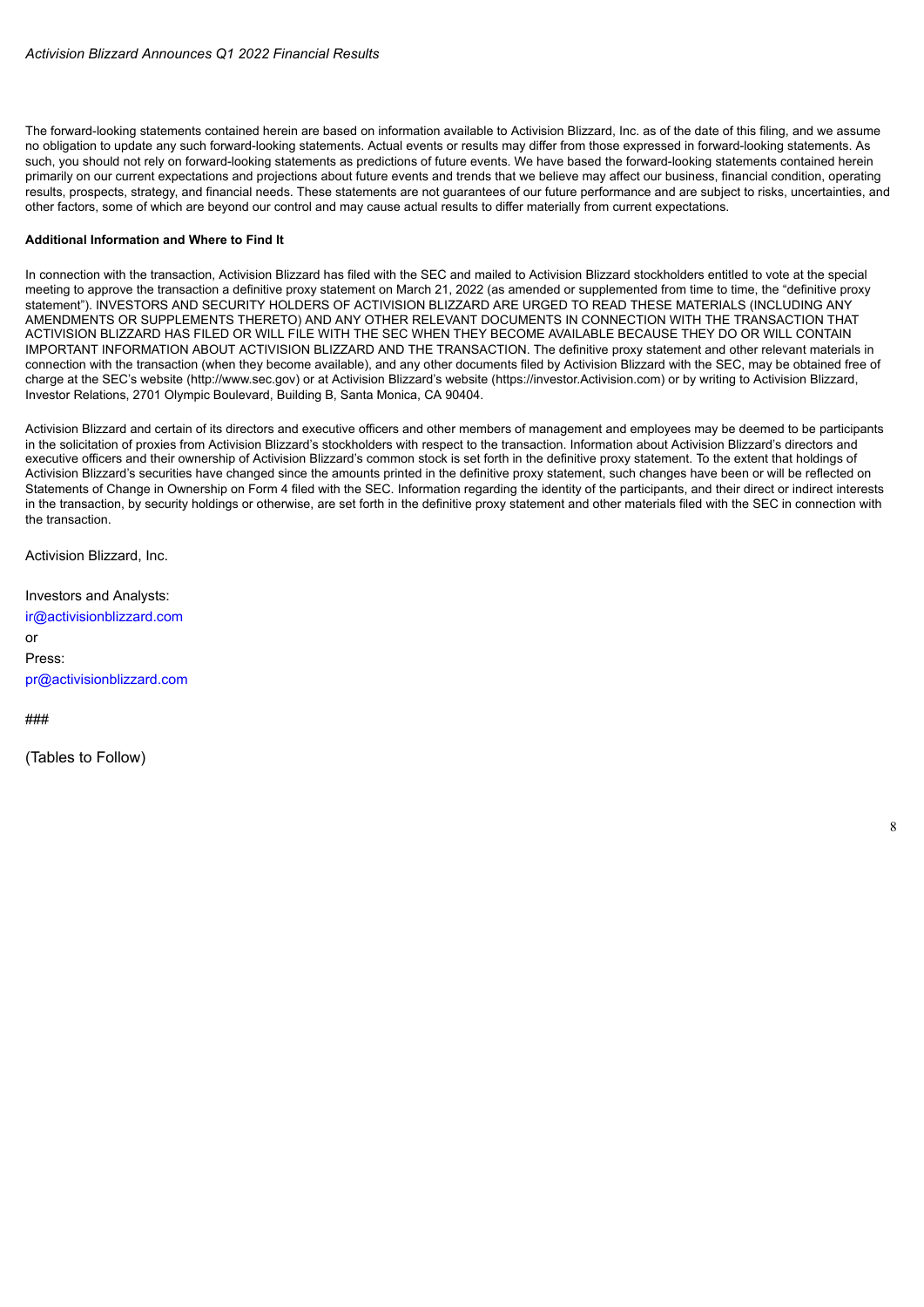The forward-looking statements contained herein are based on information available to Activision Blizzard, Inc. as of the date of this filing, and we assume no obligation to update any such forward-looking statements. Actual events or results may differ from those expressed in forward-looking statements. As such, you should not rely on forward-looking statements as predictions of future events. We have based the forward-looking statements contained herein primarily on our current expectations and projections about future events and trends that we believe may affect our business, financial condition, operating results, prospects, strategy, and financial needs. These statements are not guarantees of our future performance and are subject to risks, uncertainties, and other factors, some of which are beyond our control and may cause actual results to differ materially from current expectations.

**Additional Information and Where to Find It**

In connection with the transaction, Activision Blizzard has filed with the SEC and mailed to Activision Blizzard stockholders entitled to vote at the special meeting to approve the transaction a definitive proxy statement on March 21, 2022 (as amended or supplemented from time to time, the "definitive proxy statement"). INVESTORS AND SECURITY HOLDERS OF ACTIVISION BLIZZARD ARE URGED TO READ THESE MATERIALS (INCLUDING ANY AMENDMENTS OR SUPPLEMENTS THERETO) AND ANY OTHER RELEVANT DOCUMENTS IN CONNECTION WITH THE TRANSACTION THAT ACTIVISION BLIZZARD HAS FILED OR WILL FILE WITH THE SEC WHEN THEY BECOME AVAILABLE BECAUSE THEY DO OR WILL CONTAIN IMPORTANT INFORMATION ABOUT ACTIVISION BLIZZARD AND THE TRANSACTION. The definitive proxy statement and other relevant materials in connection with the transaction (when they become available), and any other documents filed by Activision Blizzard with the SEC, may be obtained free of charge at the SEC's website (http://www.sec.gov) or at Activision Blizzard's website (https://investor.Activision.com) or by writing to Activision Blizzard, Investor Relations, 2701 Olympic Boulevard, Building B, Santa Monica, CA 90404.

Activision Blizzard and certain of its directors and executive officers and other members of management and employees may be deemed to be participants in the solicitation of proxies from Activision Blizzard's stockholders with respect to the transaction. Information about Activision Blizzard's directors and executive officers and their ownership of Activision Blizzard's common stock is set forth in the definitive proxy statement. To the extent that holdings of Activision Blizzard's securities have changed since the amounts printed in the definitive proxy statement, such changes have been or will be reflected on Statements of Change in Ownership on Form 4 filed with the SEC. Information regarding the identity of the participants, and their direct or indirect interests in the transaction, by security holdings or otherwise, are set forth in the definitive proxy statement and other materials filed with the SEC in connection with the transaction.

Activision Blizzard, Inc.

Investors and Analysts:
ir@activisionblizzard.com
or
Press:
pr@activisionblizzard.com

###

(Tables to Follow)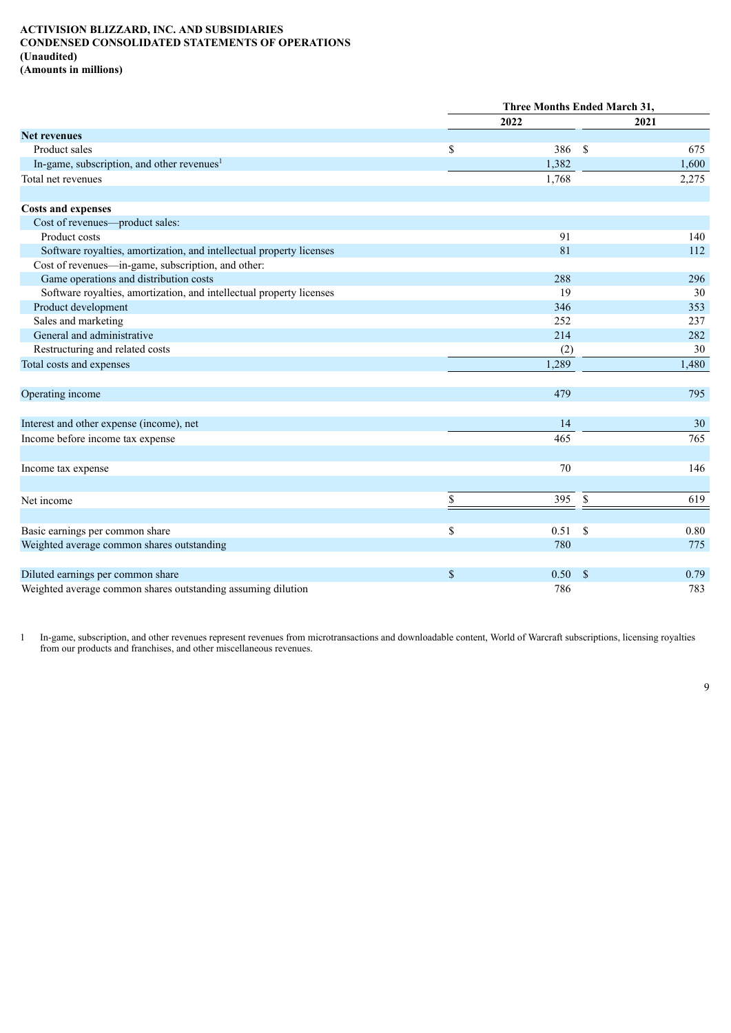**ACTIVISION BLIZZARD, INC. AND SUBSIDIARIES**
**CONDENSED CONSOLIDATED STATEMENTS OF OPERATIONS**
**(Unaudited)**
**(Amounts in millions)**

| | Three Months Ended March 31, | |
|---|---|---|
| | 2022 | 2021 |
| **Net revenues** | | |
| Product sales | $ 386 | $ 675 |
| In-game, subscription, and other revenues[1] | 1,382 | 1,600 |
| Total net revenues | 1,768 | 2,275 |
| | | |
| **Costs and expenses** | | |
| Cost of revenues—product sales: | | |
| Product costs | 91 | 140 |
| Software royalties, amortization, and intellectual property licenses | 81 | 112 |
| Cost of revenues—in-game, subscription, and other: | | |
| Game operations and distribution costs | 288 | 296 |
| Software royalties, amortization, and intellectual property licenses | 19 | 30 |
| Product development | 346 | 353 |
| Sales and marketing | 252 | 237 |
| General and administrative | 214 | 282 |
| Restructuring and related costs | (2) | 30 |
| Total costs and expenses | 1,289 | 1,480 |
| | | |
| Operating income | 479 | 795 |
| | | |
| Interest and other expense (income), net | 14 | 30 |
| Income before income tax expense | 465 | 765 |
| | | |
| Income tax expense | 70 | 146 |
| | | |
| Net income | $ 395 | $ 619 |
| | | |
| Basic earnings per common share | $ 0.51 | $ 0.80 |
| Weighted average common shares outstanding | 780 | 775 |
| | | |
| Diluted earnings per common share | $ 0.50 | $ 0.79 |
| Weighted average common shares outstanding assuming dilution | 786 | 783 |

1 In-game, subscription, and other revenues represent revenues from microtransactions and downloadable content, World of Warcraft subscriptions, licensing royalties from our products and franchises, and other miscellaneous revenues.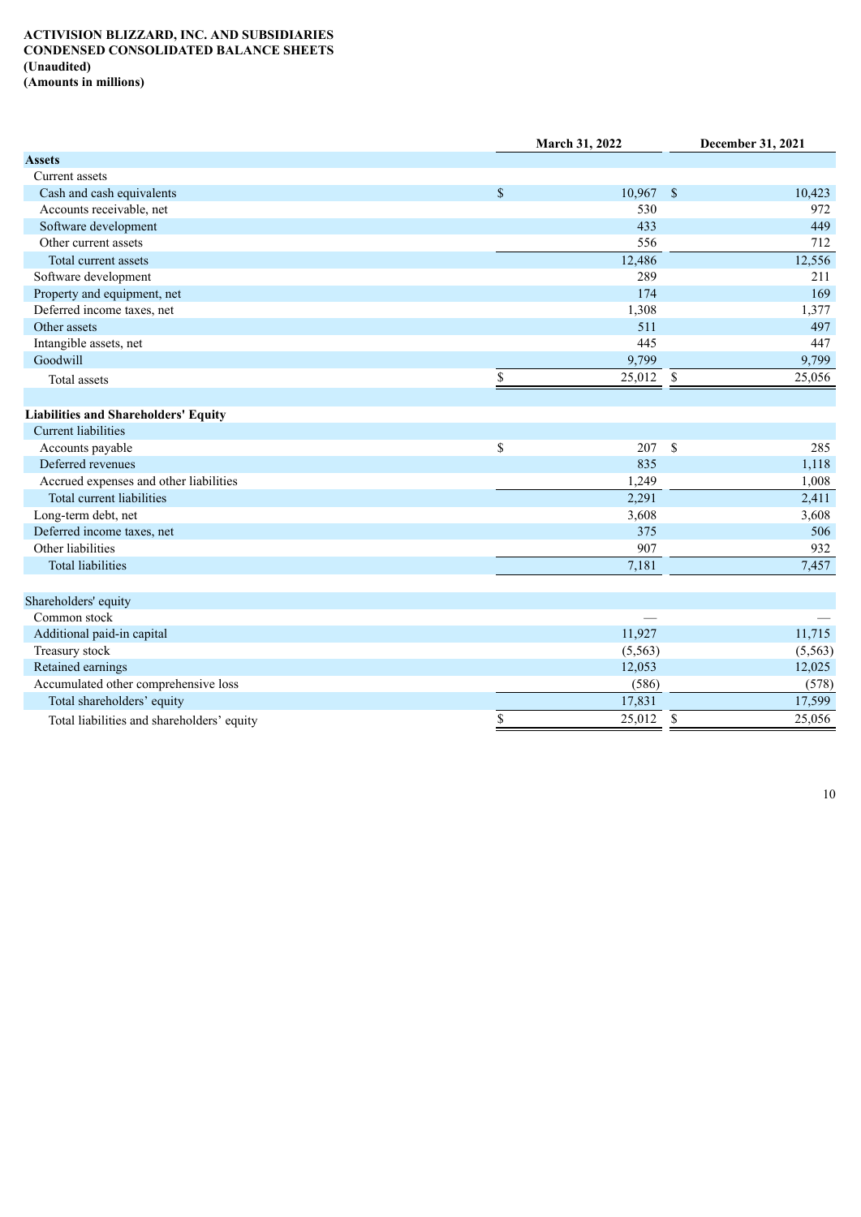**ACTIVISION BLIZZARD, INC. AND SUBSIDIARIES**
**CONDENSED CONSOLIDATED BALANCE SHEETS**
**(Unaudited)**
**(Amounts in millions)**

| | March 31, 2022 | December 31, 2021 |
|---|---|---|
| **Assets** | | |
| Current assets | | |
| Cash and cash equivalents | $ 10,967 | $ 10,423 |
| Accounts receivable, net | 530 | 972 |
| Software development | 433 | 449 |
| Other current assets | 556 | 712 |
| Total current assets | 12,486 | 12,556 |
| Software development | 289 | 211 |
| Property and equipment, net | 174 | 169 |
| Deferred income taxes, net | 1,308 | 1,377 |
| Other assets | 511 | 497 |
| Intangible assets, net | 445 | 447 |
| Goodwill | 9,799 | 9,799 |
| Total assets | $ 25,012 | $ 25,056 |
| | | |
| **Liabilities and Shareholders' Equity** | | |
| Current liabilities | | |
| Accounts payable | $ 207 | $ 285 |
| Deferred revenues | 835 | 1,118 |
| Accrued expenses and other liabilities | 1,249 | 1,008 |
| Total current liabilities | 2,291 | 2,411 |
| Long-term debt, net | 3,608 | 3,608 |
| Deferred income taxes, net | 375 | 506 |
| Other liabilities | 907 | 932 |
| Total liabilities | 7,181 | 7,457 |
| | | |
| Shareholders' equity | | |
| Common stock | — | — |
| Additional paid-in capital | 11,927 | 11,715 |
| Treasury stock | (5,563) | (5,563) |
| Retained earnings | 12,053 | 12,025 |
| Accumulated other comprehensive loss | (586) | (578) |
| Total shareholders' equity | 17,831 | 17,599 |
| Total liabilities and shareholders' equity | $ 25,012 | $ 25,056 |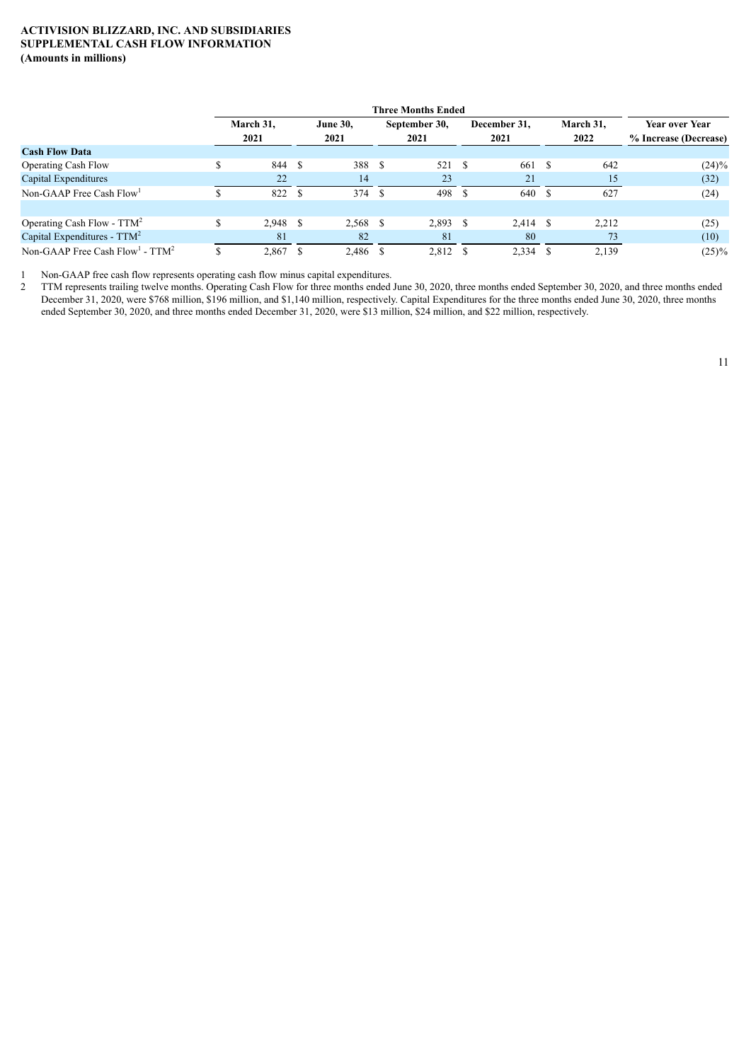**ACTIVISION BLIZZARD, INC. AND SUBSIDIARIES**
**SUPPLEMENTAL CASH FLOW INFORMATION**
**(Amounts in millions)**

| | Three Months Ended | | | | | |
|---|---|---|---|---|---|---|
| | March 31, 2021 | June 30, 2021 | September 30, 2021 | December 31, 2021 | March 31, 2022 | Year over Year % Increase (Decrease) |
| **Cash Flow Data** | | | | | | |
| Operating Cash Flow | $ 844 | $ 388 | $ 521 | $ 661 | $ 642 | (24)% |
| Capital Expenditures | 22 | 14 | 23 | 21 | 15 | (32) |
| Non-GAAP Free Cash Flow[1] | $ 822 | $ 374 | $ 498 | $ 640 | $ 627 | (24) |
| | | | | | | |
| Operating Cash Flow - TTM[2] | $ 2,948 | $ 2,568 | $ 2,893 | $ 2,414 | $ 2,212 | (25) |
| Capital Expenditures - TTM[2] | 81 | 82 | 81 | 80 | 73 | (10) |
| Non-GAAP Free Cash Flow[1] - TTM[2] | $ 2,867 | $ 2,486 | $ 2,812 | $ 2,334 | $ 2,139 | (25)% |

1 Non-GAAP free cash flow represents operating cash flow minus capital expenditures.

2 TTM represents trailing twelve months. Operating Cash Flow for three months ended June 30, 2020, three months ended September 30, 2020, and three months ended December 31, 2020, were $768 million, $196 million, and $1,140 million, respectively. Capital Expenditures for the three months ended June 30, 2020, three months ended September 30, 2020, and three months ended December 31, 2020, were $13 million, $24 million, and $22 million, respectively.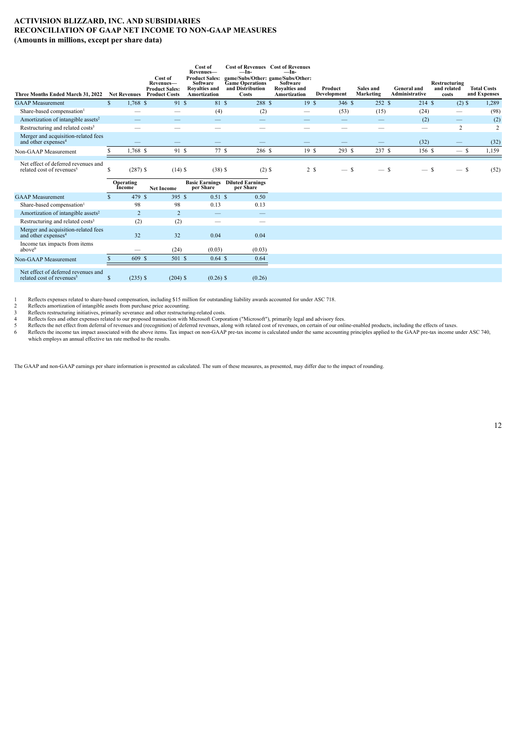**ACTIVISION BLIZZARD, INC. AND SUBSIDIARIES**
**RECONCILIATION OF GAAP NET INCOME TO NON-GAAP MEASURES**
**(Amounts in millions, except per share data)**

| Three Months Ended March 31, 2022 | Net Revenues | Cost of Revenues—Product Sales: Product Costs | Cost of Revenues—Product Sales: Software Royalties and Amortization | Cost of Revenues—In-game/Subs/Other: Game Operations and Distribution Costs | Cost of Revenues—In-game/Subs/Other: Software Royalties and Amortization | Product Development | Sales and Marketing | General and Administrative | Restructuring and related costs | Total Costs and Expenses |
|---|---|---|---|---|---|---|---|---|---|---|
| GAAP Measurement | $ 1,768 | $ 91 | $ 81 | $ 288 | $ 19 | $ 346 | $ 252 | $ 214 | $ (2) | $ 1,289 |
| Share-based compensation[1] | — | — | (4) | (2) | — | (53) | (15) | (24) | — | (98) |
| Amortization of intangible assets[2] | — | — | — | — | — | — | — | (2) | — | (2) |
| Restructuring and related costs[3] | — | — | — | — | — | — | — | — | 2 | 2 |
| Merger and acquisition-related fees and other expenses[4] | — | — | — | — | — | — | — | (32) | — | (32) |
| Non-GAAP Measurement | $ 1,768 | $ 91 | $ 77 | $ 286 | $ 19 | $ 293 | $ 237 | $ 156 | $ — | $ 1,159 |
| Net effect of deferred revenues and related cost of revenues[5] | $ (287) | $ (14) | $ (38) | $ (2) | $ 2 | $ — | $ — | $ — | $ — | $ (52) |

| | Operating Income | Net Income | Basic Earnings per Share | Diluted Earnings per Share |
|---|---|---|---|---|
| GAAP Measurement | $ 479 | $ 395 | $ 0.51 | $ 0.50 |
| Share-based compensation[1] | 98 | 98 | 0.13 | 0.13 |
| Amortization of intangible assets[2] | 2 | 2 | — | — |
| Restructuring and related costs[3] | (2) | (2) | — | — |
| Merger and acquisition-related fees and other expenses[4] | 32 | 32 | 0.04 | 0.04 |
| Income tax impacts from items above[6] | — | (24) | (0.03) | (0.03) |
| Non-GAAP Measurement | $ 609 | $ 501 | $ 0.64 | $ 0.64 |
| Net effect of deferred revenues and related cost of revenues[5] | $ (235) | $ (204) | $ (0.26) | $ (0.26) |

1 Reflects expenses related to share-based compensation, including $15 million for outstanding liability awards accounted for under ASC 718.
2 Reflects amortization of intangible assets from purchase price accounting.
3 Reflects restructuring initiatives, primarily severance and other restructuring-related costs.
4 Reflects fees and other expenses related to our proposed transaction with Microsoft Corporation ("Microsoft"), primarily legal and advisory fees.
5 Reflects the net effect from deferral of revenues and (recognition) of deferred revenues, along with related cost of revenues, on certain of our online-enabled products, including the effects of taxes.
6 Reflects the income tax impact associated with the above items. Tax impact on non-GAAP pre-tax income is calculated under the same accounting principles applied to the GAAP pre-tax income under ASC 740, which employs an annual effective tax rate method to the results.

The GAAP and non-GAAP earnings per share information is presented as calculated. The sum of these measures, as presented, may differ due to the impact of rounding.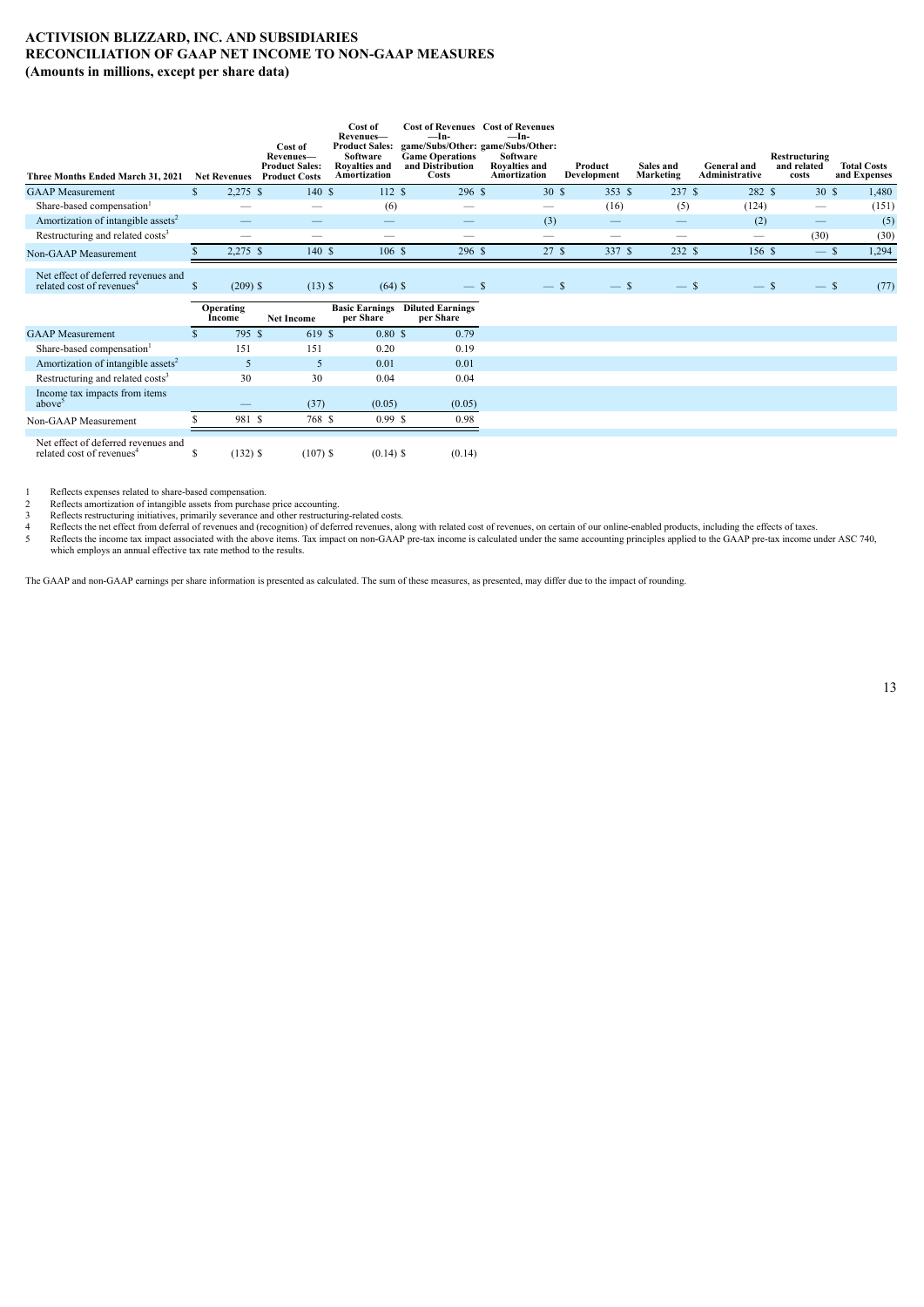# ACTIVISION BLIZZARD, INC. AND SUBSIDIARIES
## RECONCILIATION OF GAAP NET INCOME TO NON-GAAP MEASURES
### (Amounts in millions, except per share data)

| Three Months Ended March 31, 2021 | Net Revenues | Cost of Revenues—Product Sales: Product Costs | Cost of Revenues—Product Sales: Software Royalties and Amortization | Cost of Revenues—In-game/Subs/Other: Game Operations and Distribution Costs | Cost of Revenues—In-game/Subs/Other: Software Royalties and Amortization | Product Development | Sales and Marketing | General and Administrative | Restructuring and related costs | Total Costs and Expenses |
|---|---|---|---|---|---|---|---|---|---|---|
| GAAP Measurement | $ 2,275 | $ 140 | $ 112 | $ 296 | $ 30 | $ 353 | $ 237 | $ 282 | $ 30 | $ 1,480 |
| Share-based compensation[1] | — | — | (6) | — | — | (16) | (5) | (124) | — | (151) |
| Amortization of intangible assets[2] | — | — | — | — | (3) | — | — | (2) | — | (5) |
| Restructuring and related costs[3] | — | — | — | — | — | — | — | — | (30) | (30) |
| Non-GAAP Measurement | $ 2,275 | $ 140 | $ 106 | $ 296 | $ 27 | $ 337 | $ 232 | $ 156 | $ — | $ 1,294 |
| Net effect of deferred revenues and related cost of revenues[4] | $ (209) | $ (13) | $ (64) | $ — | $ — | $ — | $ — | $ — | $ — | $ (77) |

| | Operating Income | Net Income | Basic Earnings per Share | Diluted Earnings per Share |
|---|---|---|---|---|
| GAAP Measurement | $ 795 | $ 619 | $ 0.80 | $ 0.79 |
| Share-based compensation[1] | 151 | 151 | 0.20 | 0.19 |
| Amortization of intangible assets[2] | 5 | 5 | 0.01 | 0.01 |
| Restructuring and related costs[3] | 30 | 30 | 0.04 | 0.04 |
| Income tax impacts from items above[5] | — | (37) | (0.05) | (0.05) |
| Non-GAAP Measurement | $ 981 | $ 768 | $ 0.99 | $ 0.98 |
| Net effect of deferred revenues and related cost of revenues[4] | $ (132) | $ (107) | $ (0.14) | $ (0.14) |

1 Reflects expenses related to share-based compensation.
2 Reflects amortization of intangible assets from purchase price accounting.
3 Reflects restructuring initiatives, primarily severance and other restructuring-related costs.
4 Reflects the net effect from deferral of revenues and (recognition) of deferred revenues, along with related cost of revenues, on certain of our online-enabled products, including the effects of taxes.
5 Reflects the income tax impact associated with the above items. Tax impact on non-GAAP pre-tax income is calculated under the same accounting principles applied to the GAAP pre-tax income under ASC 740, which employs an annual effective tax rate method to the results.

The GAAP and non-GAAP earnings per share information is presented as calculated. The sum of these measures, as presented, may differ due to the impact of rounding.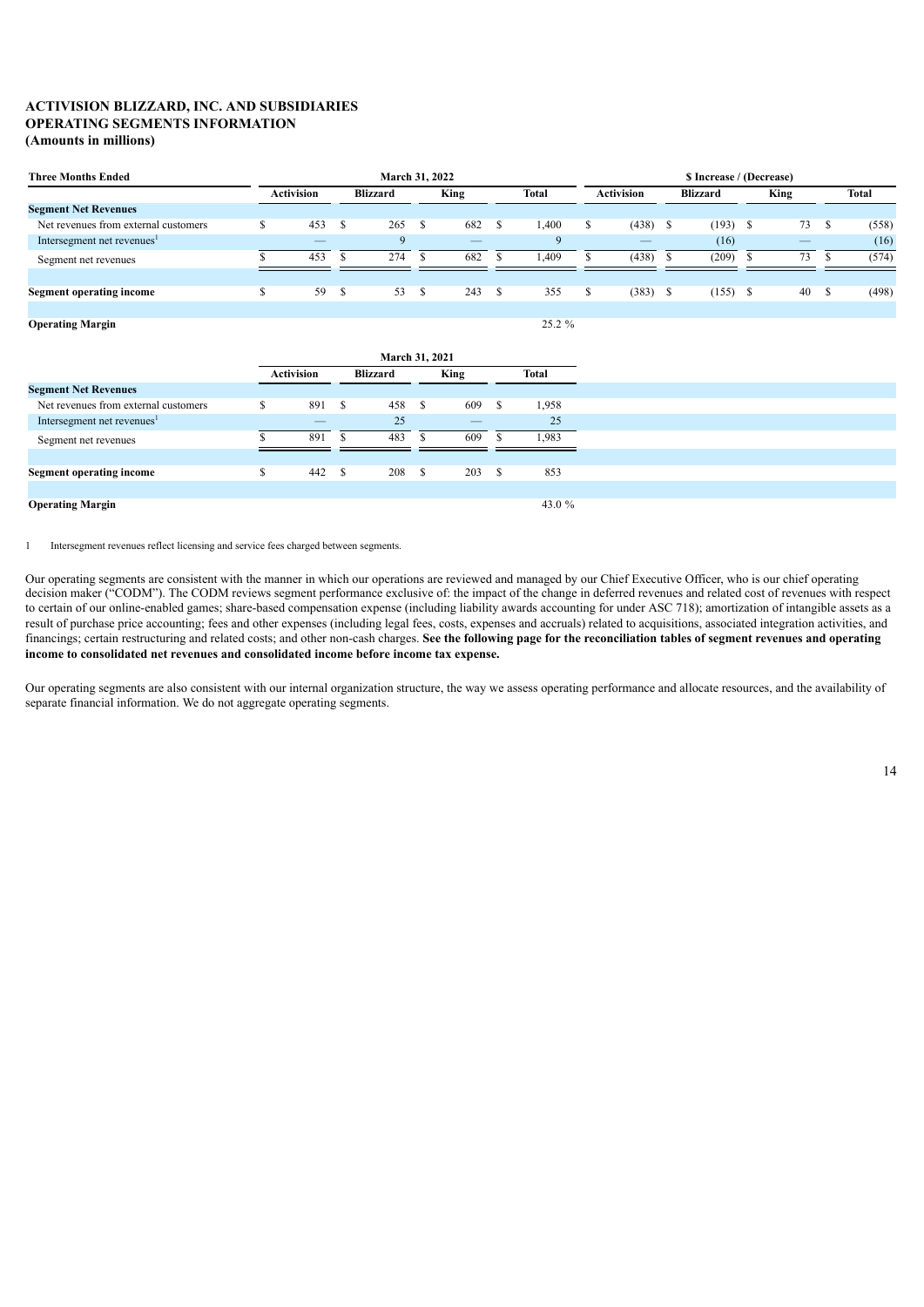# ACTIVISION BLIZZARD, INC. AND SUBSIDIARIES
## OPERATING SEGMENTS INFORMATION
### (Amounts in millions)

| Three Months Ended | March 31, 2022 | | | | $ Increase / (Decrease) | | | |
|---|---|---|---|---|---|---|---|---|
| | Activision | Blizzard | King | Total | Activision | Blizzard | King | Total |
| **Segment Net Revenues** | | | | | | | | |
| Net revenues from external customers | $ 453 | $ 265 | $ 682 | $ 1,400 | $ (438) | $ (193) | $ 73 | $ (558) |
| Intersegment net revenues[1] | — | 9 | — | 9 | — | (16) | — | (16) |
| Segment net revenues | $ 453 | $ 274 | $ 682 | $ 1,409 | $ (438) | $ (209) | $ 73 | $ (574) |
| | | | | | | | | |
| **Segment operating income** | $ 59 | $ 53 | $ 243 | $ 355 | $ (383) | $ (155) | $ 40 | $ (498) |
| | | | | | | | | |
| **Operating Margin** | | | | 25.2 % | | | | |

| | March 31, 2021 | | | |
|---|---|---|---|---|
| | Activision | Blizzard | King | Total |
| **Segment Net Revenues** | | | | |
| Net revenues from external customers | $ 891 | $ 458 | $ 609 | $ 1,958 |
| Intersegment net revenues[1] | — | 25 | — | 25 |
| Segment net revenues | $ 891 | $ 483 | $ 609 | $ 1,983 |
| | | | | |
| **Segment operating income** | $ 442 | $ 208 | $ 203 | $ 853 |
| | | | | |
| **Operating Margin** | | | | 43.0 % |

1 Intersegment revenues reflect licensing and service fees charged between segments.

Our operating segments are consistent with the manner in which our operations are reviewed and managed by our Chief Executive Officer, who is our chief operating decision maker ("CODM"). The CODM reviews segment performance exclusive of: the impact of the change in deferred revenues and related cost of revenues with respect to certain of our online-enabled games; share-based compensation expense (including liability awards accounting for under ASC 718); amortization of intangible assets as a result of purchase price accounting; fees and other expenses (including legal fees, costs, expenses and accruals) related to acquisitions, associated integration activities, and financings; certain restructuring and related costs; and other non-cash charges. **See the following page for the reconciliation tables of segment revenues and operating income to consolidated net revenues and consolidated income before income tax expense.**

Our operating segments are also consistent with our internal organization structure, the way we assess operating performance and allocate resources, and the availability of separate financial information. We do not aggregate operating segments.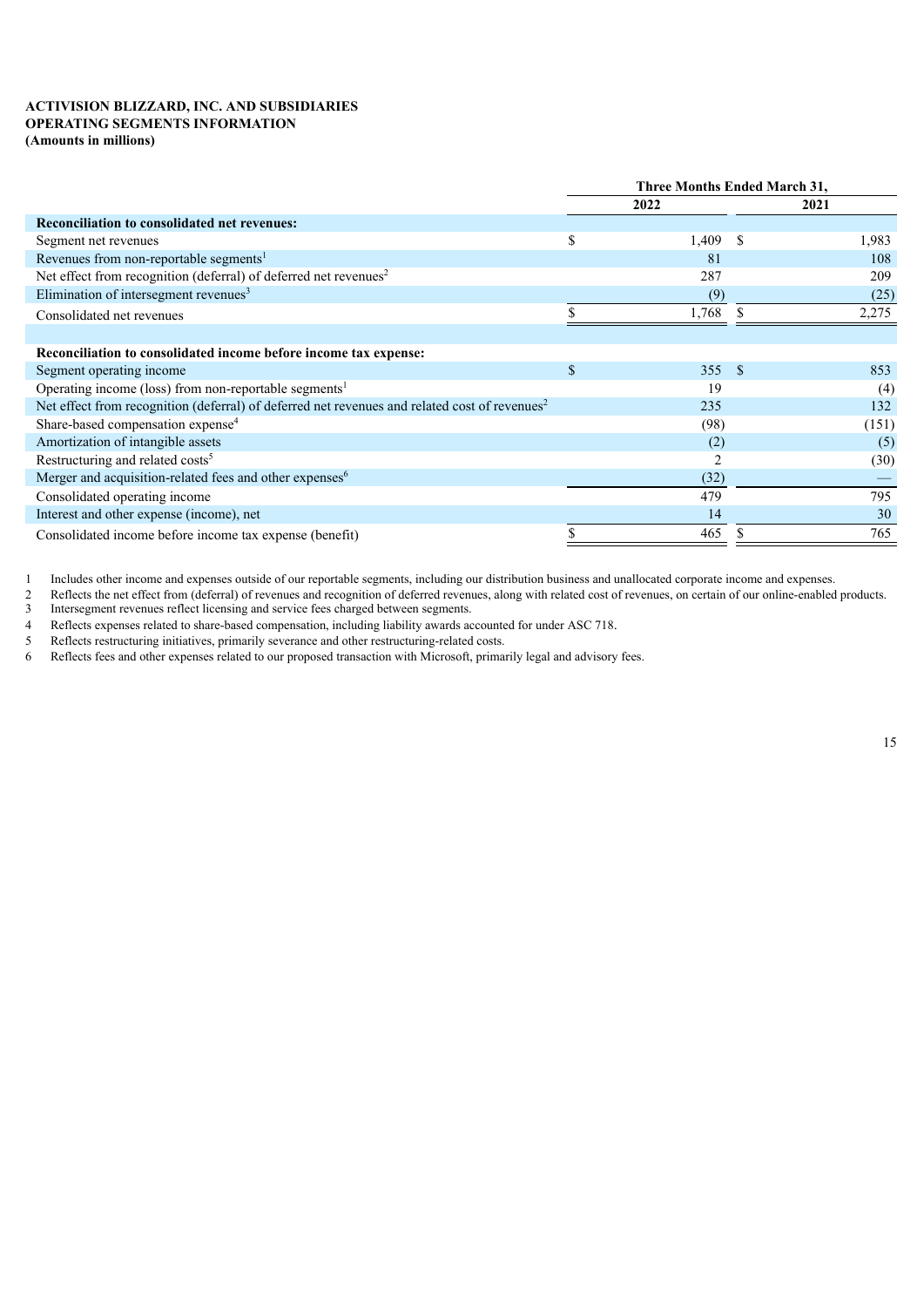**ACTIVISION BLIZZARD, INC. AND SUBSIDIARIES**
**OPERATING SEGMENTS INFORMATION**
**(Amounts in millions)**

| | Three Months Ended March 31, | |
|---|---|---|
| | 2022 | 2021 |
| **Reconciliation to consolidated net revenues:** | | |
| Segment net revenues | $ 1,409 | $ 1,983 |
| Revenues from non-reportable segments[1] | 81 | 108 |
| Net effect from recognition (deferral) of deferred net revenues[2] | 287 | 209 |
| Elimination of intersegment revenues[3] | (9) | (25) |
| Consolidated net revenues | $ 1,768 | $ 2,275 |
| | | |
| **Reconciliation to consolidated income before income tax expense:** | | |
| Segment operating income | $ 355 | $ 853 |
| Operating income (loss) from non-reportable segments[1] | 19 | (4) |
| Net effect from recognition (deferral) of deferred net revenues and related cost of revenues[2] | 235 | 132 |
| Share-based compensation expense[4] | (98) | (151) |
| Amortization of intangible assets | (2) | (5) |
| Restructuring and related costs[5] | 2 | (30) |
| Merger and acquisition-related fees and other expenses[6] | (32) | — |
| Consolidated operating income | 479 | 795 |
| Interest and other expense (income), net | 14 | 30 |
| Consolidated income before income tax expense (benefit) | $ 465 | $ 765 |

1 Includes other income and expenses outside of our reportable segments, including our distribution business and unallocated corporate income and expenses.
2 Reflects the net effect from (deferral) of revenues and recognition of deferred revenues, along with related cost of revenues, on certain of our online-enabled products.
3 Intersegment revenues reflect licensing and service fees charged between segments.
4 Reflects expenses related to share-based compensation, including liability awards accounted for under ASC 718.
5 Reflects restructuring initiatives, primarily severance and other restructuring-related costs.
6 Reflects fees and other expenses related to our proposed transaction with Microsoft, primarily legal and advisory fees.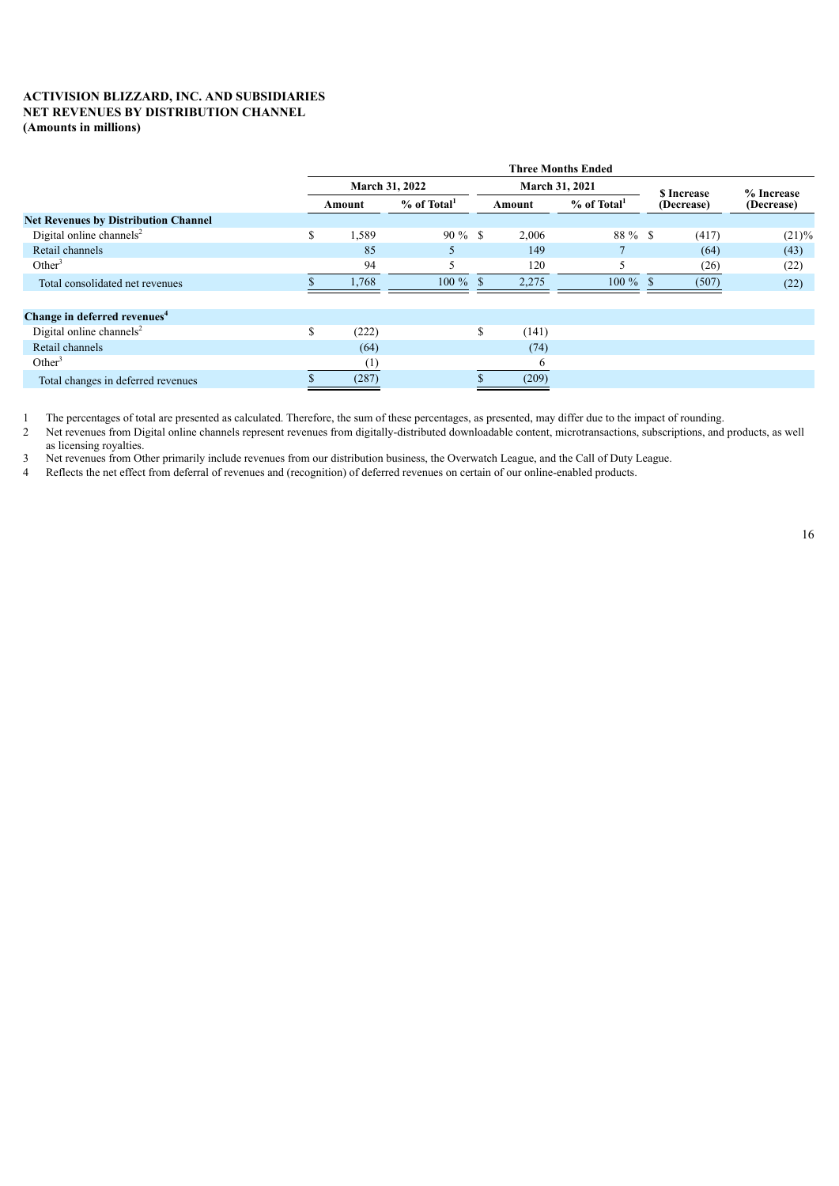**ACTIVISION BLIZZARD, INC. AND SUBSIDIARIES**
**NET REVENUES BY DISTRIBUTION CHANNEL**
**(Amounts in millions)**

| | Three Months Ended | | | | | |
|---|---|---|---|---|---|---|
| | March 31, 2022 | | March 31, 2021 | | $ Increase (Decrease) | % Increase (Decrease) |
| | Amount | % of Total[1] | Amount | % of Total[1] | | |
| **Net Revenues by Distribution Channel** | | | | | | |
| Digital online channels[2] | $ 1,589 | 90 % | $ 2,006 | 88 % | $ (417) | (21)% |
| Retail channels | 85 | 5 | 149 | 7 | (64) | (43) |
| Other[3] | 94 | 5 | 120 | 5 | (26) | (22) |
| Total consolidated net revenues | $ 1,768 | 100 % | $ 2,275 | 100 % | $ (507) | (22) |
| | | | | | | |
| **Change in deferred revenues[4]** | | | | | | |
| Digital online channels[2] | $ (222) | | $ (141) | | | |
| Retail channels | (64) | | (74) | | | |
| Other[3] | (1) | | 6 | | | |
| Total changes in deferred revenues | $ (287) | | $ (209) | | | |

1 The percentages of total are presented as calculated. Therefore, the sum of these percentages, as presented, may differ due to the impact of rounding.

2 Net revenues from Digital online channels represent revenues from digitally-distributed downloadable content, microtransactions, subscriptions, and products, as well as licensing royalties.

3 Net revenues from Other primarily include revenues from our distribution business, the Overwatch League, and the Call of Duty League.

4 Reflects the net effect from deferral of revenues and (recognition) of deferred revenues on certain of our online-enabled products.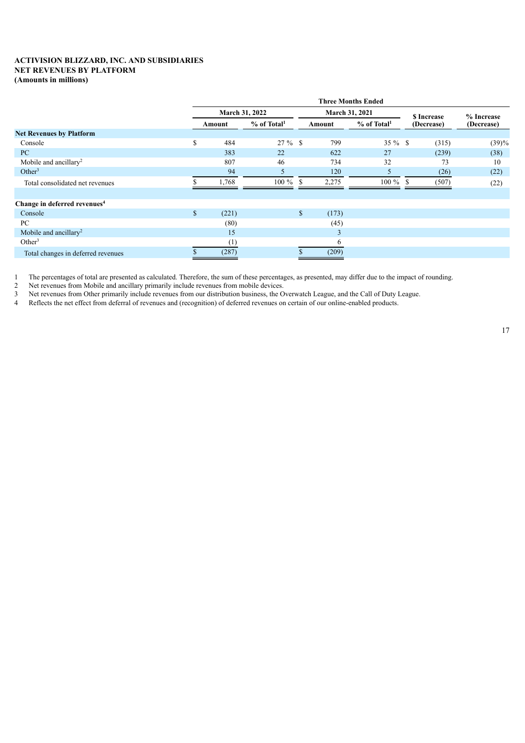**ACTIVISION BLIZZARD, INC. AND SUBSIDIARIES**
**NET REVENUES BY PLATFORM**
**(Amounts in millions)**

| | Three Months Ended | | | | | |
|---|---|---|---|---|---|---|
| | March 31, 2022 | | March 31, 2021 | | $ Increase (Decrease) | % Increase (Decrease) |
| | Amount | % of Total[1] | Amount | % of Total[1] | | |
| **Net Revenues by Platform** | | | | | | |
| Console | $ 484 | 27 % | $ 799 | 35 % | $ (315) | (39)% |
| PC | 383 | 22 | 622 | 27 | (239) | (38) |
| Mobile and ancillary[2] | 807 | 46 | 734 | 32 | 73 | 10 |
| Other[3] | 94 | 5 | 120 | 5 | (26) | (22) |
| Total consolidated net revenues | $ 1,768 | 100 % | $ 2,275 | 100 % | $ (507) | (22) |
| | | | | | | |
| **Change in deferred revenues[4]** | | | | | | |
| Console | $ (221) | | $ (173) | | | |
| PC | (80) | | (45) | | | |
| Mobile and ancillary[2] | 15 | | 3 | | | |
| Other[3] | (1) | | 6 | | | |
| Total changes in deferred revenues | $ (287) | | $ (209) | | | |

1 The percentages of total are presented as calculated. Therefore, the sum of these percentages, as presented, may differ due to the impact of rounding.
2 Net revenues from Mobile and ancillary primarily include revenues from mobile devices.
3 Net revenues from Other primarily include revenues from our distribution business, the Overwatch League, and the Call of Duty League.
4 Reflects the net effect from deferral of revenues and (recognition) of deferred revenues on certain of our online-enabled products.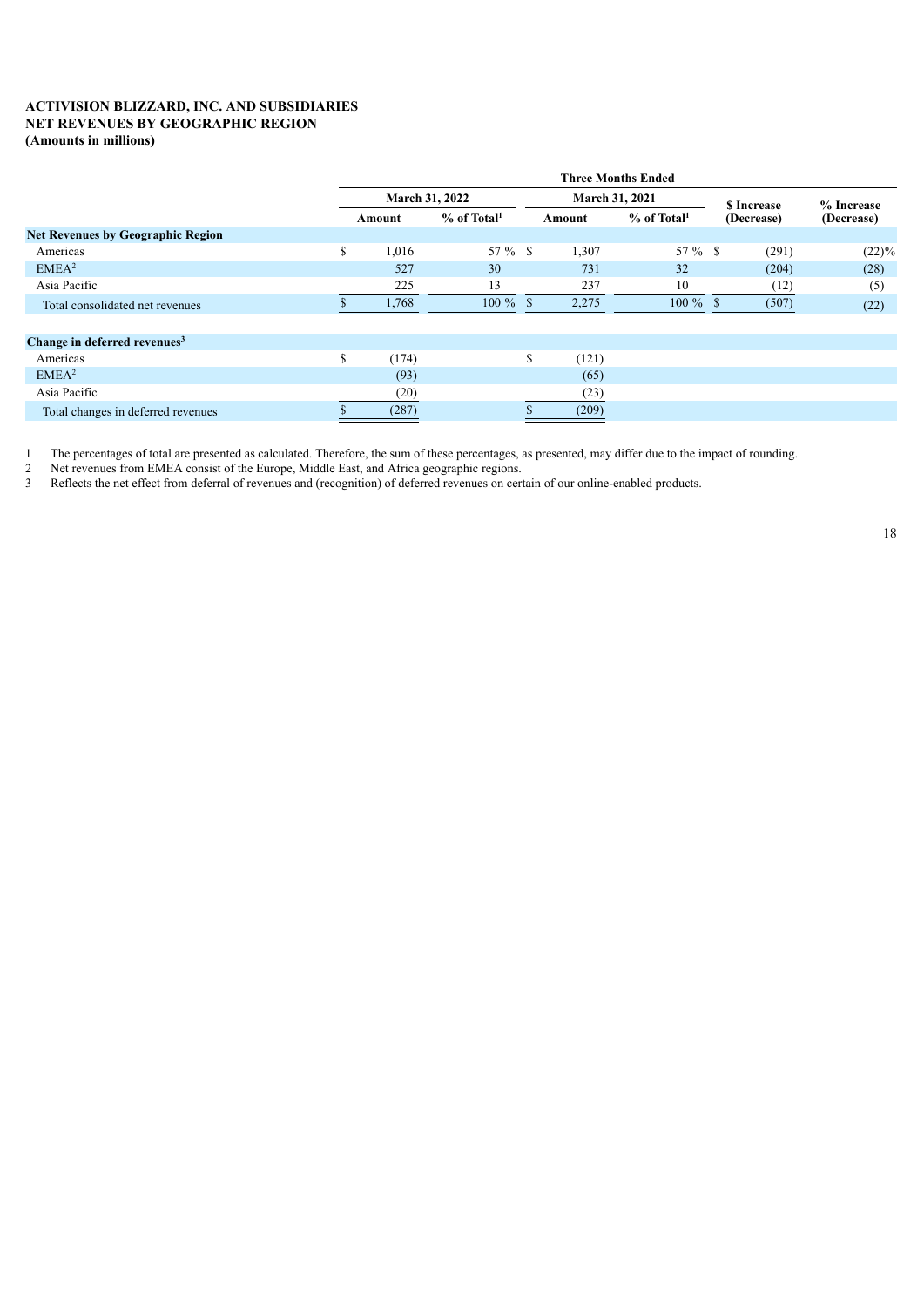**ACTIVISION BLIZZARD, INC. AND SUBSIDIARIES**
**NET REVENUES BY GEOGRAPHIC REGION**
**(Amounts in millions)**

| | Three Months Ended | | | | | |
|---|---|---|---|---|---|---|
| | March 31, 2022 | | March 31, 2021 | | $ Increase (Decrease) | % Increase (Decrease) |
| | Amount | % of Total[1] | Amount | % of Total[1] | | |
| **Net Revenues by Geographic Region** | | | | | | |
| Americas | $ 1,016 | 57 % | $ 1,307 | 57 % | $ (291) | (22)% |
| EMEA[2] | 527 | 30 | 731 | 32 | (204) | (28) |
| Asia Pacific | 225 | 13 | 237 | 10 | (12) | (5) |
| Total consolidated net revenues | $ 1,768 | 100 % | $ 2,275 | 100 % | $ (507) | (22) |
| | | | | | | |
| **Change in deferred revenues[3]** | | | | | | |
| Americas | $ (174) | | $ (121) | | | |
| EMEA[2] | (93) | | (65) | | | |
| Asia Pacific | (20) | | (23) | | | |
| Total changes in deferred revenues | $ (287) | | $ (209) | | | |

1 The percentages of total are presented as calculated. Therefore, the sum of these percentages, as presented, may differ due to the impact of rounding.
2 Net revenues from EMEA consist of the Europe, Middle East, and Africa geographic regions.
3 Reflects the net effect from deferral of revenues and (recognition) of deferred revenues on certain of our online-enabled products.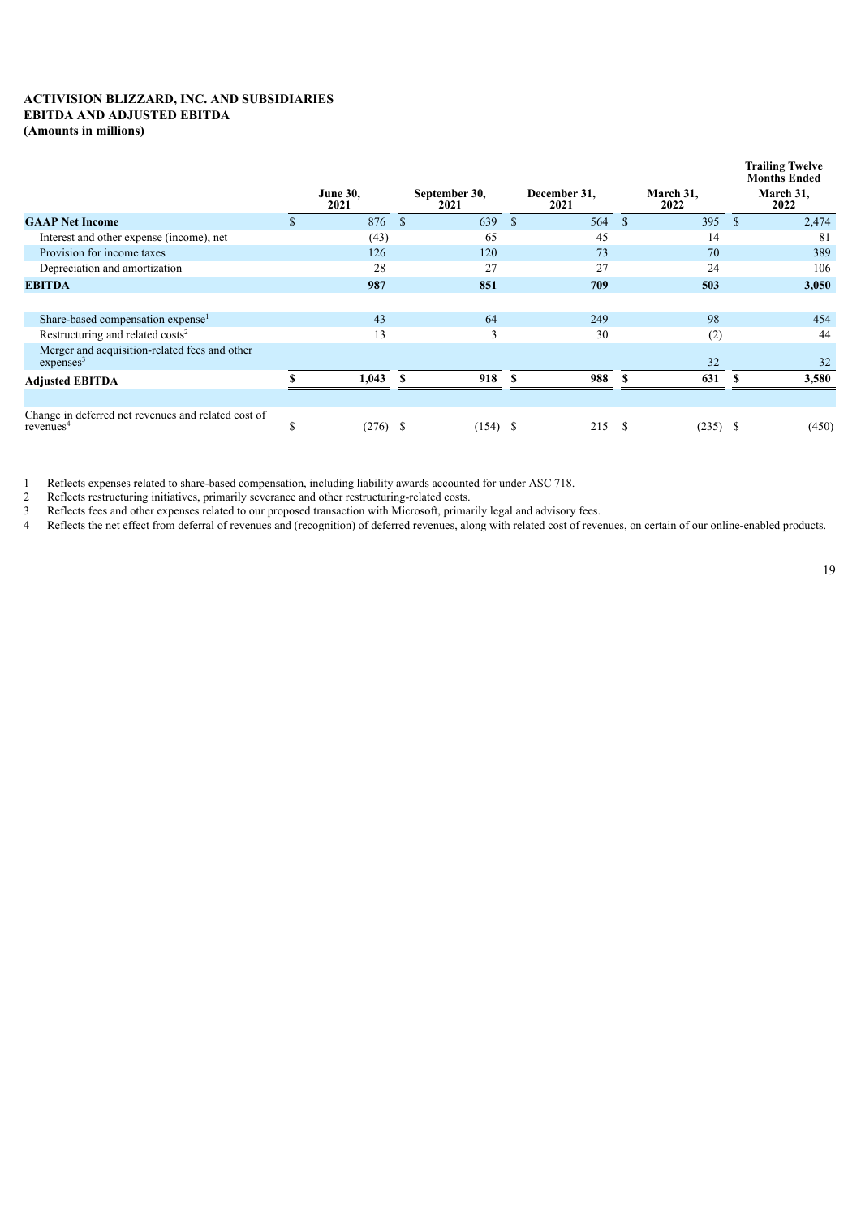**ACTIVISION BLIZZARD, INC. AND SUBSIDIARIES**
**EBITDA AND ADJUSTED EBITDA**
**(Amounts in millions)**

| | June 30, 2021 | September 30, 2021 | December 31, 2021 | March 31, 2022 | Trailing Twelve Months Ended March 31, 2022 |
|---|---|---|---|---|---|
| **GAAP Net Income** | $ 876 | $ 639 | $ 564 | $ 395 | $ 2,474 |
| Interest and other expense (income), net | (43) | 65 | 45 | 14 | 81 |
| Provision for income taxes | 126 | 120 | 73 | 70 | 389 |
| Depreciation and amortization | 28 | 27 | 27 | 24 | 106 |
| **EBITDA** | **987** | **851** | **709** | **503** | **3,050** |
| | | | | | |
| Share-based compensation expense[1] | 43 | 64 | 249 | 98 | 454 |
| Restructuring and related costs[2] | 13 | 3 | 30 | (2) | 44 |
| Merger and acquisition-related fees and other expenses[3] | — | — | — | 32 | 32 |
| **Adjusted EBITDA** | **$ 1,043** | **$ 918** | **$ 988** | **$ 631** | **$ 3,580** |
| | | | | | |
| Change in deferred net revenues and related cost of revenues[4] | $ (276) | $ (154) | $ 215 | $ (235) | $ (450) |

1 Reflects expenses related to share-based compensation, including liability awards accounted for under ASC 718.
2 Reflects restructuring initiatives, primarily severance and other restructuring-related costs.
3 Reflects fees and other expenses related to our proposed transaction with Microsoft, primarily legal and advisory fees.
4 Reflects the net effect from deferral of revenues and (recognition) of deferred revenues, along with related cost of revenues, on certain of our online-enabled products.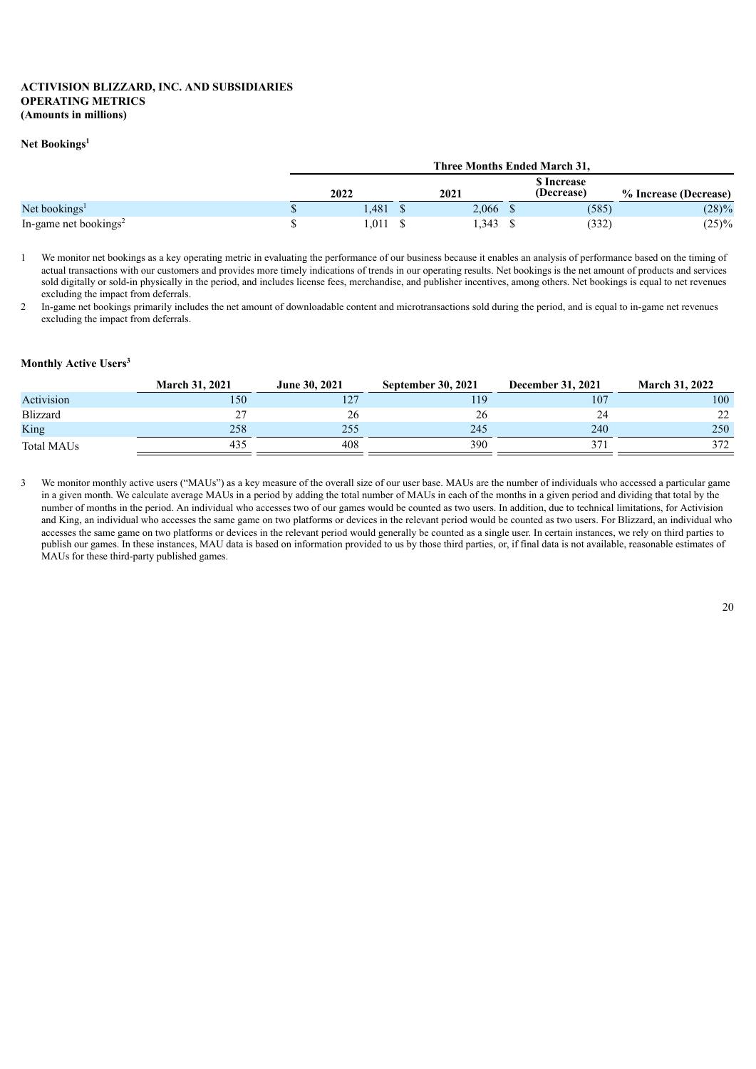**ACTIVISION BLIZZARD, INC. AND SUBSIDIARIES**
**OPERATING METRICS**
**(Amounts in millions)**

**Net Bookings[1]**

| | Three Months Ended March 31, | | | |
|---|---|---|---|---|
| | 2022 | 2021 | $ Increase (Decrease) | % Increase (Decrease) |
| Net bookings[1] | $ 1,481 | $ 2,066 | $ (585) | (28)% |
| In-game net bookings[2] | $ 1,011 | $ 1,343 | $ (332) | (25)% |

1 We monitor net bookings as a key operating metric in evaluating the performance of our business because it enables an analysis of performance based on the timing of actual transactions with our customers and provides more timely indications of trends in our operating results. Net bookings is the net amount of products and services sold digitally or sold-in physically in the period, and includes license fees, merchandise, and publisher incentives, among others. Net bookings is equal to net revenues excluding the impact from deferrals.

2 In-game net bookings primarily includes the net amount of downloadable content and microtransactions sold during the period, and is equal to in-game net revenues excluding the impact from deferrals.

**Monthly Active Users[3]**

| | March 31, 2021 | June 30, 2021 | September 30, 2021 | December 31, 2021 | March 31, 2022 |
|---|---|---|---|---|---|
| Activision | 150 | 127 | 119 | 107 | 100 |
| Blizzard | 27 | 26 | 26 | 24 | 22 |
| King | 258 | 255 | 245 | 240 | 250 |
| Total MAUs | 435 | 408 | 390 | 371 | 372 |

3 We monitor monthly active users ("MAUs") as a key measure of the overall size of our user base. MAUs are the number of individuals who accessed a particular game in a given month. We calculate average MAUs in a period by adding the total number of MAUs in each of the months in a given period and dividing that total by the number of months in the period. An individual who accesses two of our games would be counted as two users. In addition, due to technical limitations, for Activision and King, an individual who accesses the same game on two platforms or devices in the relevant period would be counted as two users. For Blizzard, an individual who accesses the same game on two platforms or devices in the relevant period would generally be counted as a single user. In certain instances, we rely on third parties to publish our games. In these instances, MAU data is based on information provided to us by those third parties, or, if final data is not available, reasonable estimates of MAUs for these third-party published games.